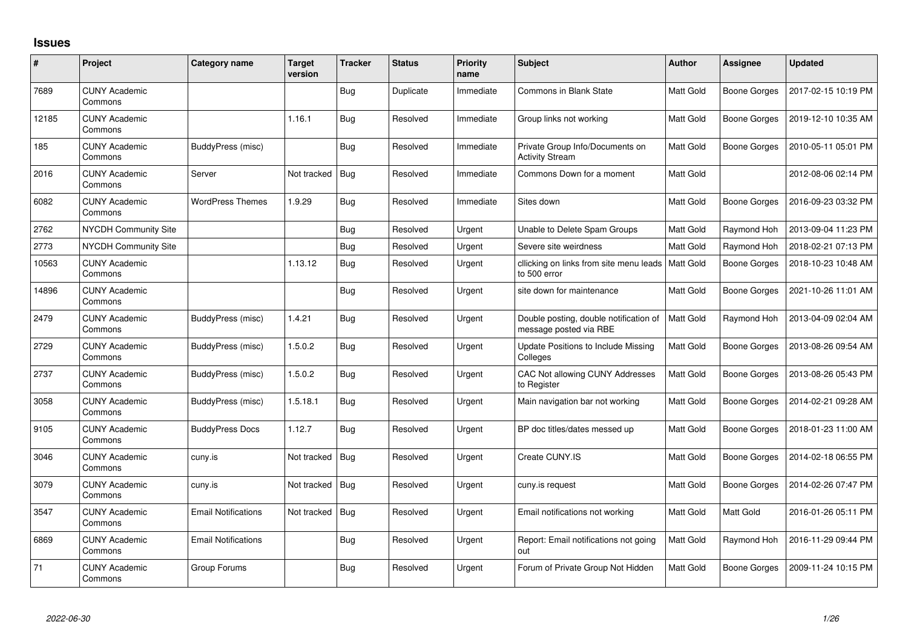## Issues

| # | Project | Category name | Target version | Tracker | Status | Priority name | Subject | Author | Assignee | Updated |
|---|---|---|---|---|---|---|---|---|---|---|
| 7689 | CUNY Academic Commons | | | Bug | Duplicate | Immediate | Commons in Blank State | Matt Gold | Boone Gorges | 2017-02-15 10:19 PM |
| 12185 | CUNY Academic Commons | | 1.16.1 | Bug | Resolved | Immediate | Group links not working | Matt Gold | Boone Gorges | 2019-12-10 10:35 AM |
| 185 | CUNY Academic Commons | BuddyPress (misc) | | Bug | Resolved | Immediate | Private Group Info/Documents on Activity Stream | Matt Gold | Boone Gorges | 2010-05-11 05:01 PM |
| 2016 | CUNY Academic Commons | Server | Not tracked | Bug | Resolved | Immediate | Commons Down for a moment | Matt Gold | | 2012-08-06 02:14 PM |
| 6082 | CUNY Academic Commons | WordPress Themes | 1.9.29 | Bug | Resolved | Immediate | Sites down | Matt Gold | Boone Gorges | 2016-09-23 03:32 PM |
| 2762 | NYCDH Community Site | | | Bug | Resolved | Urgent | Unable to Delete Spam Groups | Matt Gold | Raymond Hoh | 2013-09-04 11:23 PM |
| 2773 | NYCDH Community Site | | | Bug | Resolved | Urgent | Severe site weirdness | Matt Gold | Raymond Hoh | 2018-02-21 07:13 PM |
| 10563 | CUNY Academic Commons | | 1.13.12 | Bug | Resolved | Urgent | cllicking on links from site menu leads to 500 error | Matt Gold | Boone Gorges | 2018-10-23 10:48 AM |
| 14896 | CUNY Academic Commons | | | Bug | Resolved | Urgent | site down for maintenance | Matt Gold | Boone Gorges | 2021-10-26 11:01 AM |
| 2479 | CUNY Academic Commons | BuddyPress (misc) | 1.4.21 | Bug | Resolved | Urgent | Double posting, double notification of message posted via RBE | Matt Gold | Raymond Hoh | 2013-04-09 02:04 AM |
| 2729 | CUNY Academic Commons | BuddyPress (misc) | 1.5.0.2 | Bug | Resolved | Urgent | Update Positions to Include Missing Colleges | Matt Gold | Boone Gorges | 2013-08-26 09:54 AM |
| 2737 | CUNY Academic Commons | BuddyPress (misc) | 1.5.0.2 | Bug | Resolved | Urgent | CAC Not allowing CUNY Addresses to Register | Matt Gold | Boone Gorges | 2013-08-26 05:43 PM |
| 3058 | CUNY Academic Commons | BuddyPress (misc) | 1.5.18.1 | Bug | Resolved | Urgent | Main navigation bar not working | Matt Gold | Boone Gorges | 2014-02-21 09:28 AM |
| 9105 | CUNY Academic Commons | BuddyPress Docs | 1.12.7 | Bug | Resolved | Urgent | BP doc titles/dates messed up | Matt Gold | Boone Gorges | 2018-01-23 11:00 AM |
| 3046 | CUNY Academic Commons | cuny.is | Not tracked | Bug | Resolved | Urgent | Create CUNY.IS | Matt Gold | Boone Gorges | 2014-02-18 06:55 PM |
| 3079 | CUNY Academic Commons | cuny.is | Not tracked | Bug | Resolved | Urgent | cuny.is request | Matt Gold | Boone Gorges | 2014-02-26 07:47 PM |
| 3547 | CUNY Academic Commons | Email Notifications | Not tracked | Bug | Resolved | Urgent | Email notifications not working | Matt Gold | Matt Gold | 2016-01-26 05:11 PM |
| 6869 | CUNY Academic Commons | Email Notifications | | Bug | Resolved | Urgent | Report: Email notifications not going out | Matt Gold | Raymond Hoh | 2016-11-29 09:44 PM |
| 71 | CUNY Academic Commons | Group Forums | | Bug | Resolved | Urgent | Forum of Private Group Not Hidden | Matt Gold | Boone Gorges | 2009-11-24 10:15 PM |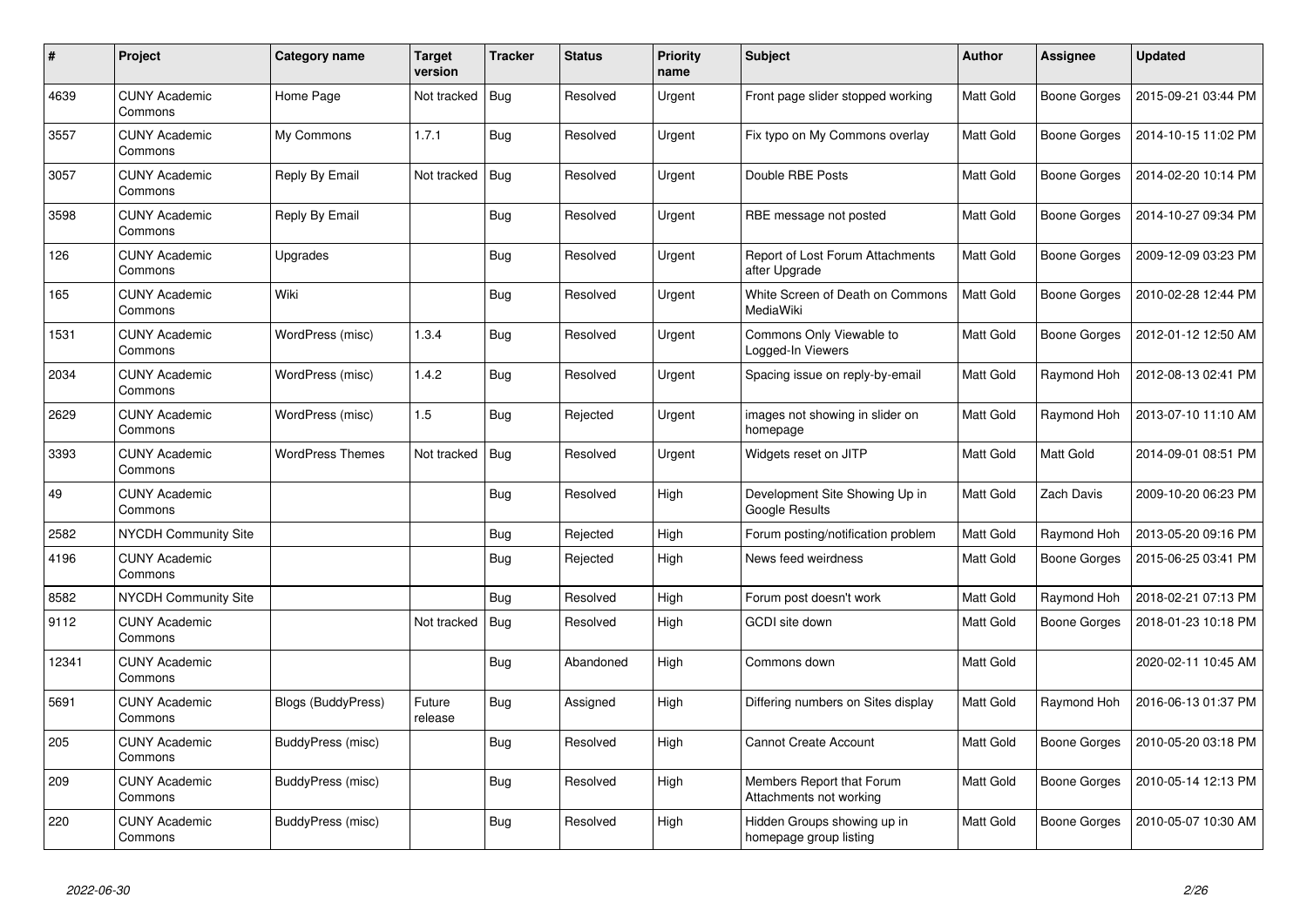| # | Project | Category name | Target version | Tracker | Status | Priority name | Subject | Author | Assignee | Updated |
|---|---|---|---|---|---|---|---|---|---|---|
| 4639 | CUNY Academic Commons | Home Page | Not tracked | Bug | Resolved | Urgent | Front page slider stopped working | Matt Gold | Boone Gorges | 2015-09-21 03:44 PM |
| 3557 | CUNY Academic Commons | My Commons | 1.7.1 | Bug | Resolved | Urgent | Fix typo on My Commons overlay | Matt Gold | Boone Gorges | 2014-10-15 11:02 PM |
| 3057 | CUNY Academic Commons | Reply By Email | Not tracked | Bug | Resolved | Urgent | Double RBE Posts | Matt Gold | Boone Gorges | 2014-02-20 10:14 PM |
| 3598 | CUNY Academic Commons | Reply By Email | | Bug | Resolved | Urgent | RBE message not posted | Matt Gold | Boone Gorges | 2014-10-27 09:34 PM |
| 126 | CUNY Academic Commons | Upgrades | | Bug | Resolved | Urgent | Report of Lost Forum Attachments after Upgrade | Matt Gold | Boone Gorges | 2009-12-09 03:23 PM |
| 165 | CUNY Academic Commons | Wiki | | Bug | Resolved | Urgent | White Screen of Death on Commons MediaWiki | Matt Gold | Boone Gorges | 2010-02-28 12:44 PM |
| 1531 | CUNY Academic Commons | WordPress (misc) | 1.3.4 | Bug | Resolved | Urgent | Commons Only Viewable to Logged-In Viewers | Matt Gold | Boone Gorges | 2012-01-12 12:50 AM |
| 2034 | CUNY Academic Commons | WordPress (misc) | 1.4.2 | Bug | Resolved | Urgent | Spacing issue on reply-by-email | Matt Gold | Raymond Hoh | 2012-08-13 02:41 PM |
| 2629 | CUNY Academic Commons | WordPress (misc) | 1.5 | Bug | Rejected | Urgent | images not showing in slider on homepage | Matt Gold | Raymond Hoh | 2013-07-10 11:10 AM |
| 3393 | CUNY Academic Commons | WordPress Themes | Not tracked | Bug | Resolved | Urgent | Widgets reset on JITP | Matt Gold | Matt Gold | 2014-09-01 08:51 PM |
| 49 | CUNY Academic Commons | | | Bug | Resolved | High | Development Site Showing Up in Google Results | Matt Gold | Zach Davis | 2009-10-20 06:23 PM |
| 2582 | NYCDH Community Site | | | Bug | Rejected | High | Forum posting/notification problem | Matt Gold | Raymond Hoh | 2013-05-20 09:16 PM |
| 4196 | CUNY Academic Commons | | | Bug | Rejected | High | News feed weirdness | Matt Gold | Boone Gorges | 2015-06-25 03:41 PM |
| 8582 | NYCDH Community Site | | | Bug | Resolved | High | Forum post doesn't work | Matt Gold | Raymond Hoh | 2018-02-21 07:13 PM |
| 9112 | CUNY Academic Commons | | Not tracked | Bug | Resolved | High | GCDI site down | Matt Gold | Boone Gorges | 2018-01-23 10:18 PM |
| 12341 | CUNY Academic Commons | | | Bug | Abandoned | High | Commons down | Matt Gold | | 2020-02-11 10:45 AM |
| 5691 | CUNY Academic Commons | Blogs (BuddyPress) | Future release | Bug | Assigned | High | Differing numbers on Sites display | Matt Gold | Raymond Hoh | 2016-06-13 01:37 PM |
| 205 | CUNY Academic Commons | BuddyPress (misc) | | Bug | Resolved | High | Cannot Create Account | Matt Gold | Boone Gorges | 2010-05-20 03:18 PM |
| 209 | CUNY Academic Commons | BuddyPress (misc) | | Bug | Resolved | High | Members Report that Forum Attachments not working | Matt Gold | Boone Gorges | 2010-05-14 12:13 PM |
| 220 | CUNY Academic Commons | BuddyPress (misc) | | Bug | Resolved | High | Hidden Groups showing up in homepage group listing | Matt Gold | Boone Gorges | 2010-05-07 10:30 AM |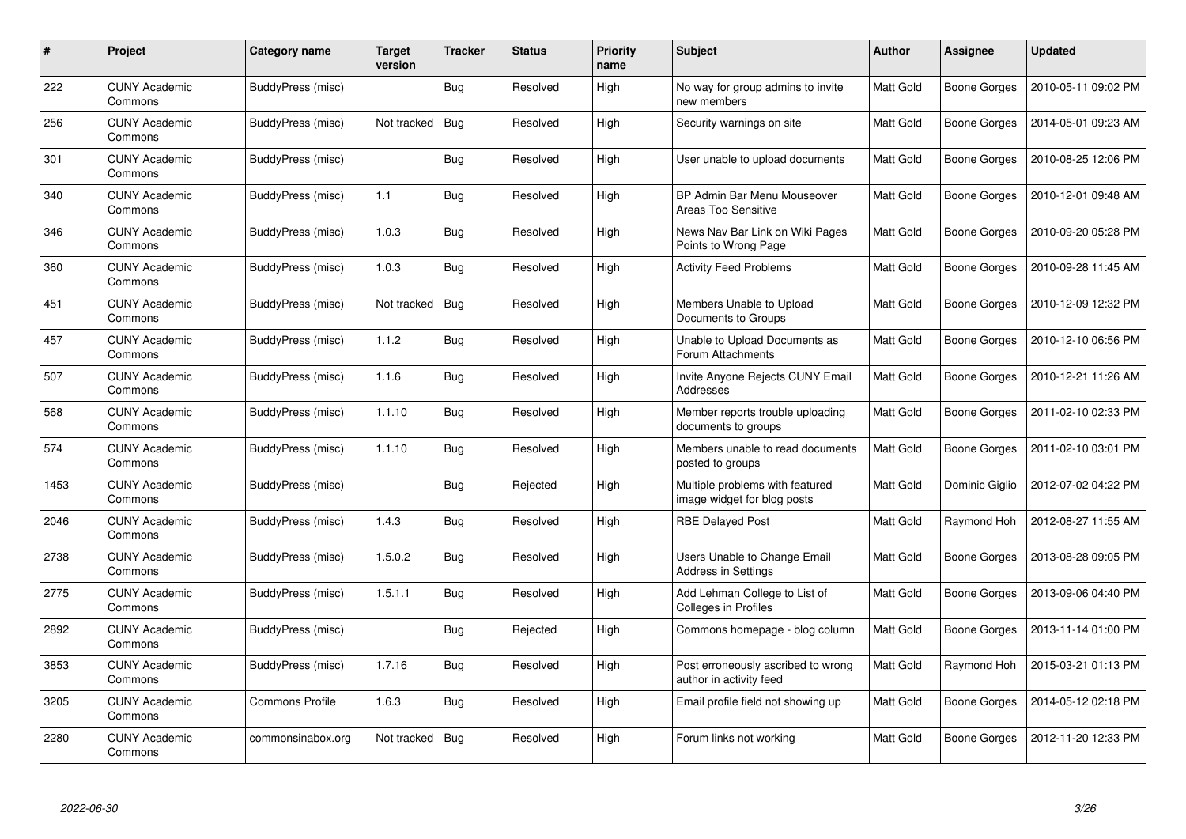| # | Project | Category name | Target version | Tracker | Status | Priority name | Subject | Author | Assignee | Updated |
|---|---|---|---|---|---|---|---|---|---|---|
| 222 | CUNY Academic Commons | BuddyPress (misc) | | Bug | Resolved | High | No way for group admins to invite new members | Matt Gold | Boone Gorges | 2010-05-11 09:02 PM |
| 256 | CUNY Academic Commons | BuddyPress (misc) | Not tracked | Bug | Resolved | High | Security warnings on site | Matt Gold | Boone Gorges | 2014-05-01 09:23 AM |
| 301 | CUNY Academic Commons | BuddyPress (misc) | | Bug | Resolved | High | User unable to upload documents | Matt Gold | Boone Gorges | 2010-08-25 12:06 PM |
| 340 | CUNY Academic Commons | BuddyPress (misc) | 1.1 | Bug | Resolved | High | BP Admin Bar Menu Mouseover Areas Too Sensitive | Matt Gold | Boone Gorges | 2010-12-01 09:48 AM |
| 346 | CUNY Academic Commons | BuddyPress (misc) | 1.0.3 | Bug | Resolved | High | News Nav Bar Link on Wiki Pages Points to Wrong Page | Matt Gold | Boone Gorges | 2010-09-20 05:28 PM |
| 360 | CUNY Academic Commons | BuddyPress (misc) | 1.0.3 | Bug | Resolved | High | Activity Feed Problems | Matt Gold | Boone Gorges | 2010-09-28 11:45 AM |
| 451 | CUNY Academic Commons | BuddyPress (misc) | Not tracked | Bug | Resolved | High | Members Unable to Upload Documents to Groups | Matt Gold | Boone Gorges | 2010-12-09 12:32 PM |
| 457 | CUNY Academic Commons | BuddyPress (misc) | 1.1.2 | Bug | Resolved | High | Unable to Upload Documents as Forum Attachments | Matt Gold | Boone Gorges | 2010-12-10 06:56 PM |
| 507 | CUNY Academic Commons | BuddyPress (misc) | 1.1.6 | Bug | Resolved | High | Invite Anyone Rejects CUNY Email Addresses | Matt Gold | Boone Gorges | 2010-12-21 11:26 AM |
| 568 | CUNY Academic Commons | BuddyPress (misc) | 1.1.10 | Bug | Resolved | High | Member reports trouble uploading documents to groups | Matt Gold | Boone Gorges | 2011-02-10 02:33 PM |
| 574 | CUNY Academic Commons | BuddyPress (misc) | 1.1.10 | Bug | Resolved | High | Members unable to read documents posted to groups | Matt Gold | Boone Gorges | 2011-02-10 03:01 PM |
| 1453 | CUNY Academic Commons | BuddyPress (misc) | | Bug | Rejected | High | Multiple problems with featured image widget for blog posts | Matt Gold | Dominic Giglio | 2012-07-02 04:22 PM |
| 2046 | CUNY Academic Commons | BuddyPress (misc) | 1.4.3 | Bug | Resolved | High | RBE Delayed Post | Matt Gold | Raymond Hoh | 2012-08-27 11:55 AM |
| 2738 | CUNY Academic Commons | BuddyPress (misc) | 1.5.0.2 | Bug | Resolved | High | Users Unable to Change Email Address in Settings | Matt Gold | Boone Gorges | 2013-08-28 09:05 PM |
| 2775 | CUNY Academic Commons | BuddyPress (misc) | 1.5.1.1 | Bug | Resolved | High | Add Lehman College to List of Colleges in Profiles | Matt Gold | Boone Gorges | 2013-09-06 04:40 PM |
| 2892 | CUNY Academic Commons | BuddyPress (misc) | | Bug | Rejected | High | Commons homepage - blog column | Matt Gold | Boone Gorges | 2013-11-14 01:00 PM |
| 3853 | CUNY Academic Commons | BuddyPress (misc) | 1.7.16 | Bug | Resolved | High | Post erroneously ascribed to wrong author in activity feed | Matt Gold | Raymond Hoh | 2015-03-21 01:13 PM |
| 3205 | CUNY Academic Commons | Commons Profile | 1.6.3 | Bug | Resolved | High | Email profile field not showing up | Matt Gold | Boone Gorges | 2014-05-12 02:18 PM |
| 2280 | CUNY Academic Commons | commonsinabox.org | Not tracked | Bug | Resolved | High | Forum links not working | Matt Gold | Boone Gorges | 2012-11-20 12:33 PM |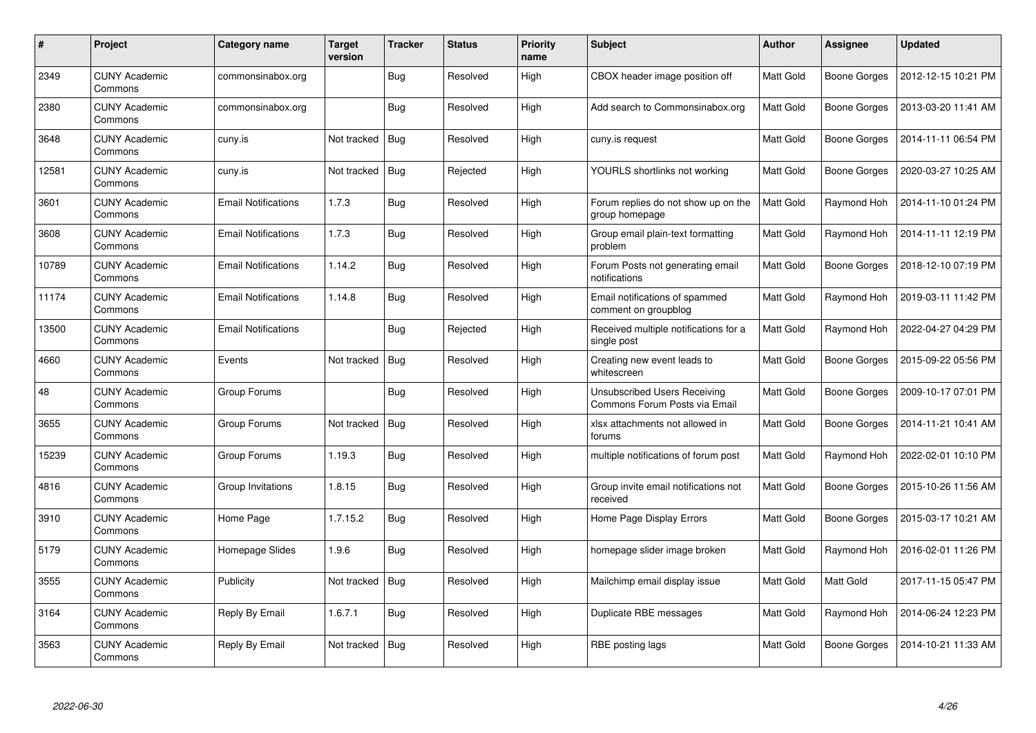| # | Project | Category name | Target version | Tracker | Status | Priority name | Subject | Author | Assignee | Updated |
|---|---|---|---|---|---|---|---|---|---|---|
| 2349 | CUNY Academic Commons | commonsinabox.org | | Bug | Resolved | High | CBOX header image position off | Matt Gold | Boone Gorges | 2012-12-15 10:21 PM |
| 2380 | CUNY Academic Commons | commonsinabox.org | | Bug | Resolved | High | Add search to Commonsinabox.org | Matt Gold | Boone Gorges | 2013-03-20 11:41 AM |
| 3648 | CUNY Academic Commons | cuny.is | Not tracked | Bug | Resolved | High | cuny.is request | Matt Gold | Boone Gorges | 2014-11-11 06:54 PM |
| 12581 | CUNY Academic Commons | cuny.is | Not tracked | Bug | Rejected | High | YOURLS shortlinks not working | Matt Gold | Boone Gorges | 2020-03-27 10:25 AM |
| 3601 | CUNY Academic Commons | Email Notifications | 1.7.3 | Bug | Resolved | High | Forum replies do not show up on the group homepage | Matt Gold | Raymond Hoh | 2014-11-10 01:24 PM |
| 3608 | CUNY Academic Commons | Email Notifications | 1.7.3 | Bug | Resolved | High | Group email plain-text formatting problem | Matt Gold | Raymond Hoh | 2014-11-11 12:19 PM |
| 10789 | CUNY Academic Commons | Email Notifications | 1.14.2 | Bug | Resolved | High | Forum Posts not generating email notifications | Matt Gold | Boone Gorges | 2018-12-10 07:19 PM |
| 11174 | CUNY Academic Commons | Email Notifications | 1.14.8 | Bug | Resolved | High | Email notifications of spammed comment on groupblog | Matt Gold | Raymond Hoh | 2019-03-11 11:42 PM |
| 13500 | CUNY Academic Commons | Email Notifications | | Bug | Rejected | High | Received multiple notifications for a single post | Matt Gold | Raymond Hoh | 2022-04-27 04:29 PM |
| 4660 | CUNY Academic Commons | Events | Not tracked | Bug | Resolved | High | Creating new event leads to whitescreen | Matt Gold | Boone Gorges | 2015-09-22 05:56 PM |
| 48 | CUNY Academic Commons | Group Forums | | Bug | Resolved | High | Unsubscribed Users Receiving Commons Forum Posts via Email | Matt Gold | Boone Gorges | 2009-10-17 07:01 PM |
| 3655 | CUNY Academic Commons | Group Forums | Not tracked | Bug | Resolved | High | xlsx attachments not allowed in forums | Matt Gold | Boone Gorges | 2014-11-21 10:41 AM |
| 15239 | CUNY Academic Commons | Group Forums | 1.19.3 | Bug | Resolved | High | multiple notifications of forum post | Matt Gold | Raymond Hoh | 2022-02-01 10:10 PM |
| 4816 | CUNY Academic Commons | Group Invitations | 1.8.15 | Bug | Resolved | High | Group invite email notifications not received | Matt Gold | Boone Gorges | 2015-10-26 11:56 AM |
| 3910 | CUNY Academic Commons | Home Page | 1.7.15.2 | Bug | Resolved | High | Home Page Display Errors | Matt Gold | Boone Gorges | 2015-03-17 10:21 AM |
| 5179 | CUNY Academic Commons | Homepage Slides | 1.9.6 | Bug | Resolved | High | homepage slider image broken | Matt Gold | Raymond Hoh | 2016-02-01 11:26 PM |
| 3555 | CUNY Academic Commons | Publicity | Not tracked | Bug | Resolved | High | Mailchimp email display issue | Matt Gold | Matt Gold | 2017-11-15 05:47 PM |
| 3164 | CUNY Academic Commons | Reply By Email | 1.6.7.1 | Bug | Resolved | High | Duplicate RBE messages | Matt Gold | Raymond Hoh | 2014-06-24 12:23 PM |
| 3563 | CUNY Academic Commons | Reply By Email | Not tracked | Bug | Resolved | High | RBE posting lags | Matt Gold | Boone Gorges | 2014-10-21 11:33 AM |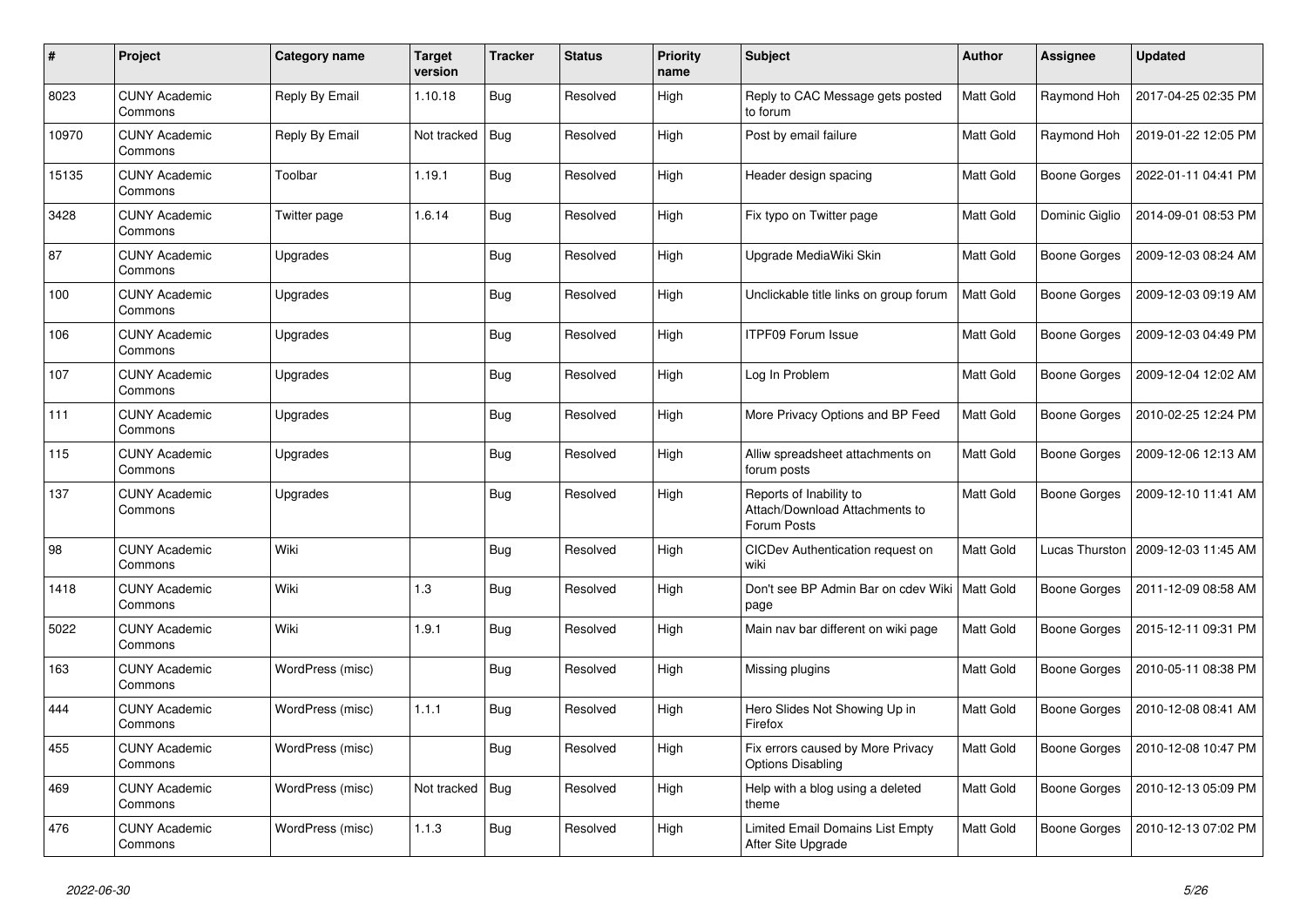| # | Project | Category name | Target version | Tracker | Status | Priority name | Subject | Author | Assignee | Updated |
|---|---|---|---|---|---|---|---|---|---|---|
| 8023 | CUNY Academic Commons | Reply By Email | 1.10.18 | Bug | Resolved | High | Reply to CAC Message gets posted to forum | Matt Gold | Raymond Hoh | 2017-04-25 02:35 PM |
| 10970 | CUNY Academic Commons | Reply By Email | Not tracked | Bug | Resolved | High | Post by email failure | Matt Gold | Raymond Hoh | 2019-01-22 12:05 PM |
| 15135 | CUNY Academic Commons | Toolbar | 1.19.1 | Bug | Resolved | High | Header design spacing | Matt Gold | Boone Gorges | 2022-01-11 04:41 PM |
| 3428 | CUNY Academic Commons | Twitter page | 1.6.14 | Bug | Resolved | High | Fix typo on Twitter page | Matt Gold | Dominic Giglio | 2014-09-01 08:53 PM |
| 87 | CUNY Academic Commons | Upgrades | | Bug | Resolved | High | Upgrade MediaWiki Skin | Matt Gold | Boone Gorges | 2009-12-03 08:24 AM |
| 100 | CUNY Academic Commons | Upgrades | | Bug | Resolved | High | Unclickable title links on group forum | Matt Gold | Boone Gorges | 2009-12-03 09:19 AM |
| 106 | CUNY Academic Commons | Upgrades | | Bug | Resolved | High | ITPF09 Forum Issue | Matt Gold | Boone Gorges | 2009-12-03 04:49 PM |
| 107 | CUNY Academic Commons | Upgrades | | Bug | Resolved | High | Log In Problem | Matt Gold | Boone Gorges | 2009-12-04 12:02 AM |
| 111 | CUNY Academic Commons | Upgrades | | Bug | Resolved | High | More Privacy Options and BP Feed | Matt Gold | Boone Gorges | 2010-02-25 12:24 PM |
| 115 | CUNY Academic Commons | Upgrades | | Bug | Resolved | High | Alliw spreadsheet attachments on forum posts | Matt Gold | Boone Gorges | 2009-12-06 12:13 AM |
| 137 | CUNY Academic Commons | Upgrades | | Bug | Resolved | High | Reports of Inability to Attach/Download Attachments to Forum Posts | Matt Gold | Boone Gorges | 2009-12-10 11:41 AM |
| 98 | CUNY Academic Commons | Wiki | | Bug | Resolved | High | CICDev Authentication request on wiki | Matt Gold | Lucas Thurston | 2009-12-03 11:45 AM |
| 1418 | CUNY Academic Commons | Wiki | 1.3 | Bug | Resolved | High | Don't see BP Admin Bar on cdev Wiki page | Matt Gold | Boone Gorges | 2011-12-09 08:58 AM |
| 5022 | CUNY Academic Commons | Wiki | 1.9.1 | Bug | Resolved | High | Main nav bar different on wiki page | Matt Gold | Boone Gorges | 2015-12-11 09:31 PM |
| 163 | CUNY Academic Commons | WordPress (misc) | | Bug | Resolved | High | Missing plugins | Matt Gold | Boone Gorges | 2010-05-11 08:38 PM |
| 444 | CUNY Academic Commons | WordPress (misc) | 1.1.1 | Bug | Resolved | High | Hero Slides Not Showing Up in Firefox | Matt Gold | Boone Gorges | 2010-12-08 08:41 AM |
| 455 | CUNY Academic Commons | WordPress (misc) | | Bug | Resolved | High | Fix errors caused by More Privacy Options Disabling | Matt Gold | Boone Gorges | 2010-12-08 10:47 PM |
| 469 | CUNY Academic Commons | WordPress (misc) | Not tracked | Bug | Resolved | High | Help with a blog using a deleted theme | Matt Gold | Boone Gorges | 2010-12-13 05:09 PM |
| 476 | CUNY Academic Commons | WordPress (misc) | 1.1.3 | Bug | Resolved | High | Limited Email Domains List Empty After Site Upgrade | Matt Gold | Boone Gorges | 2010-12-13 07:02 PM |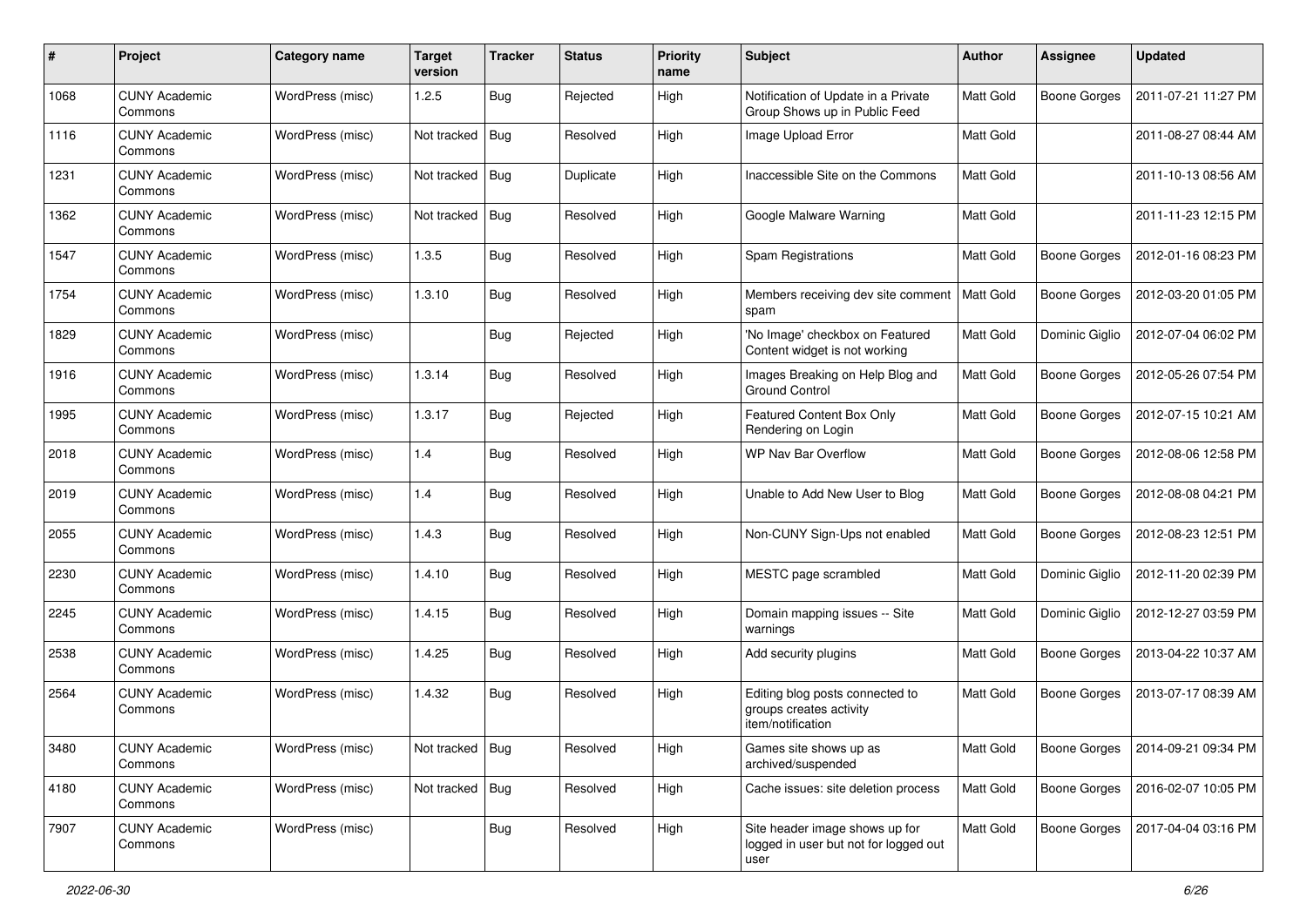| # | Project | Category name | Target version | Tracker | Status | Priority name | Subject | Author | Assignee | Updated |
|---|---|---|---|---|---|---|---|---|---|---|
| 1068 | CUNY Academic Commons | WordPress (misc) | 1.2.5 | Bug | Rejected | High | Notification of Update in a Private Group Shows up in Public Feed | Matt Gold | Boone Gorges | 2011-07-21 11:27 PM |
| 1116 | CUNY Academic Commons | WordPress (misc) | Not tracked | Bug | Resolved | High | Image Upload Error | Matt Gold | | 2011-08-27 08:44 AM |
| 1231 | CUNY Academic Commons | WordPress (misc) | Not tracked | Bug | Duplicate | High | Inaccessible Site on the Commons | Matt Gold | | 2011-10-13 08:56 AM |
| 1362 | CUNY Academic Commons | WordPress (misc) | Not tracked | Bug | Resolved | High | Google Malware Warning | Matt Gold | | 2011-11-23 12:15 PM |
| 1547 | CUNY Academic Commons | WordPress (misc) | 1.3.5 | Bug | Resolved | High | Spam Registrations | Matt Gold | Boone Gorges | 2012-01-16 08:23 PM |
| 1754 | CUNY Academic Commons | WordPress (misc) | 1.3.10 | Bug | Resolved | High | Members receiving dev site comment spam | Matt Gold | Boone Gorges | 2012-03-20 01:05 PM |
| 1829 | CUNY Academic Commons | WordPress (misc) | | Bug | Rejected | High | 'No Image' checkbox on Featured Content widget is not working | Matt Gold | Dominic Giglio | 2012-07-04 06:02 PM |
| 1916 | CUNY Academic Commons | WordPress (misc) | 1.3.14 | Bug | Resolved | High | Images Breaking on Help Blog and Ground Control | Matt Gold | Boone Gorges | 2012-05-26 07:54 PM |
| 1995 | CUNY Academic Commons | WordPress (misc) | 1.3.17 | Bug | Rejected | High | Featured Content Box Only Rendering on Login | Matt Gold | Boone Gorges | 2012-07-15 10:21 AM |
| 2018 | CUNY Academic Commons | WordPress (misc) | 1.4 | Bug | Resolved | High | WP Nav Bar Overflow | Matt Gold | Boone Gorges | 2012-08-06 12:58 PM |
| 2019 | CUNY Academic Commons | WordPress (misc) | 1.4 | Bug | Resolved | High | Unable to Add New User to Blog | Matt Gold | Boone Gorges | 2012-08-08 04:21 PM |
| 2055 | CUNY Academic Commons | WordPress (misc) | 1.4.3 | Bug | Resolved | High | Non-CUNY Sign-Ups not enabled | Matt Gold | Boone Gorges | 2012-08-23 12:51 PM |
| 2230 | CUNY Academic Commons | WordPress (misc) | 1.4.10 | Bug | Resolved | High | MESTC page scrambled | Matt Gold | Dominic Giglio | 2012-11-20 02:39 PM |
| 2245 | CUNY Academic Commons | WordPress (misc) | 1.4.15 | Bug | Resolved | High | Domain mapping issues -- Site warnings | Matt Gold | Dominic Giglio | 2012-12-27 03:59 PM |
| 2538 | CUNY Academic Commons | WordPress (misc) | 1.4.25 | Bug | Resolved | High | Add security plugins | Matt Gold | Boone Gorges | 2013-04-22 10:37 AM |
| 2564 | CUNY Academic Commons | WordPress (misc) | 1.4.32 | Bug | Resolved | High | Editing blog posts connected to groups creates activity item/notification | Matt Gold | Boone Gorges | 2013-07-17 08:39 AM |
| 3480 | CUNY Academic Commons | WordPress (misc) | Not tracked | Bug | Resolved | High | Games site shows up as archived/suspended | Matt Gold | Boone Gorges | 2014-09-21 09:34 PM |
| 4180 | CUNY Academic Commons | WordPress (misc) | Not tracked | Bug | Resolved | High | Cache issues: site deletion process | Matt Gold | Boone Gorges | 2016-02-07 10:05 PM |
| 7907 | CUNY Academic Commons | WordPress (misc) | | Bug | Resolved | High | Site header image shows up for logged in user but not for logged out user | Matt Gold | Boone Gorges | 2017-04-04 03:16 PM |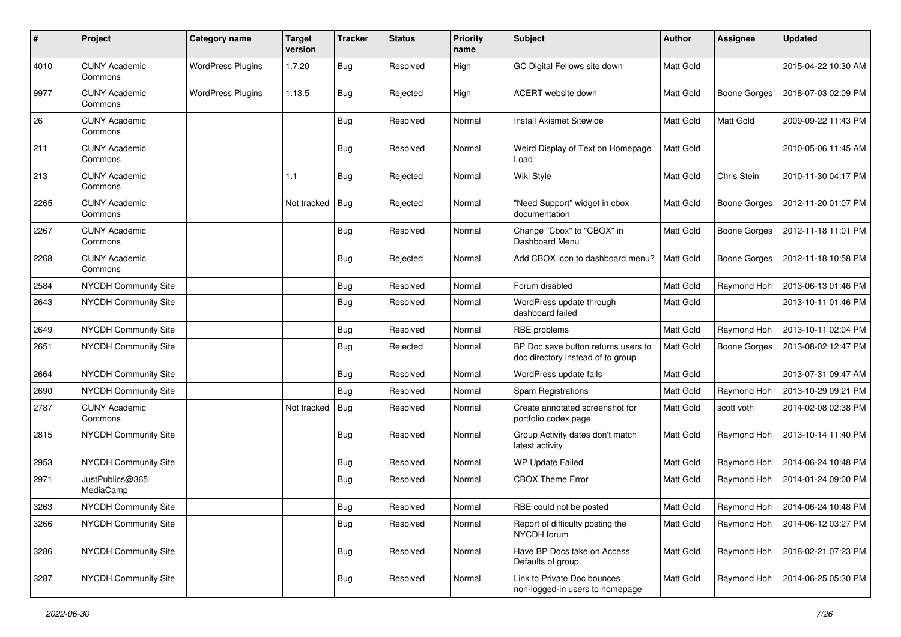| # | Project | Category name | Target version | Tracker | Status | Priority name | Subject | Author | Assignee | Updated |
|---|---|---|---|---|---|---|---|---|---|---|
| 4010 | CUNY Academic Commons | WordPress Plugins | 1.7.20 | Bug | Resolved | High | GC Digital Fellows site down | Matt Gold | | 2015-04-22 10:30 AM |
| 9977 | CUNY Academic Commons | WordPress Plugins | 1.13.5 | Bug | Rejected | High | ACERT website down | Matt Gold | Boone Gorges | 2018-07-03 02:09 PM |
| 26 | CUNY Academic Commons | | | Bug | Resolved | Normal | Install Akismet Sitewide | Matt Gold | Matt Gold | 2009-09-22 11:43 PM |
| 211 | CUNY Academic Commons | | | Bug | Resolved | Normal | Weird Display of Text on Homepage Load | Matt Gold | | 2010-05-06 11:45 AM |
| 213 | CUNY Academic Commons | | 1.1 | Bug | Rejected | Normal | Wiki Style | Matt Gold | Chris Stein | 2010-11-30 04:17 PM |
| 2265 | CUNY Academic Commons | | Not tracked | Bug | Rejected | Normal | "Need Support" widget in cbox documentation | Matt Gold | Boone Gorges | 2012-11-20 01:07 PM |
| 2267 | CUNY Academic Commons | | | Bug | Resolved | Normal | Change "Cbox" to "CBOX" in Dashboard Menu | Matt Gold | Boone Gorges | 2012-11-18 11:01 PM |
| 2268 | CUNY Academic Commons | | | Bug | Rejected | Normal | Add CBOX icon to dashboard menu? | Matt Gold | Boone Gorges | 2012-11-18 10:58 PM |
| 2584 | NYCDH Community Site | | | Bug | Resolved | Normal | Forum disabled | Matt Gold | Raymond Hoh | 2013-06-13 01:46 PM |
| 2643 | NYCDH Community Site | | | Bug | Resolved | Normal | WordPress update through dashboard failed | Matt Gold | | 2013-10-11 01:46 PM |
| 2649 | NYCDH Community Site | | | Bug | Resolved | Normal | RBE problems | Matt Gold | Raymond Hoh | 2013-10-11 02:04 PM |
| 2651 | NYCDH Community Site | | | Bug | Rejected | Normal | BP Doc save button returns users to doc directory instead of to group | Matt Gold | Boone Gorges | 2013-08-02 12:47 PM |
| 2664 | NYCDH Community Site | | | Bug | Resolved | Normal | WordPress update fails | Matt Gold | | 2013-07-31 09:47 AM |
| 2690 | NYCDH Community Site | | | Bug | Resolved | Normal | Spam Registrations | Matt Gold | Raymond Hoh | 2013-10-29 09:21 PM |
| 2787 | CUNY Academic Commons | | Not tracked | Bug | Resolved | Normal | Create annotated screenshot for portfolio codex page | Matt Gold | scott voth | 2014-02-08 02:38 PM |
| 2815 | NYCDH Community Site | | | Bug | Resolved | Normal | Group Activity dates don't match latest activity | Matt Gold | Raymond Hoh | 2013-10-14 11:40 PM |
| 2953 | NYCDH Community Site | | | Bug | Resolved | Normal | WP Update Failed | Matt Gold | Raymond Hoh | 2014-06-24 10:48 PM |
| 2971 | JustPublics@365 MediaCamp | | | Bug | Resolved | Normal | CBOX Theme Error | Matt Gold | Raymond Hoh | 2014-01-24 09:00 PM |
| 3263 | NYCDH Community Site | | | Bug | Resolved | Normal | RBE could not be posted | Matt Gold | Raymond Hoh | 2014-06-24 10:48 PM |
| 3266 | NYCDH Community Site | | | Bug | Resolved | Normal | Report of difficulty posting the NYCDH forum | Matt Gold | Raymond Hoh | 2014-06-12 03:27 PM |
| 3286 | NYCDH Community Site | | | Bug | Resolved | Normal | Have BP Docs take on Access Defaults of group | Matt Gold | Raymond Hoh | 2018-02-21 07:23 PM |
| 3287 | NYCDH Community Site | | | Bug | Resolved | Normal | Link to Private Doc bounces non-logged-in users to homepage | Matt Gold | Raymond Hoh | 2014-06-25 05:30 PM |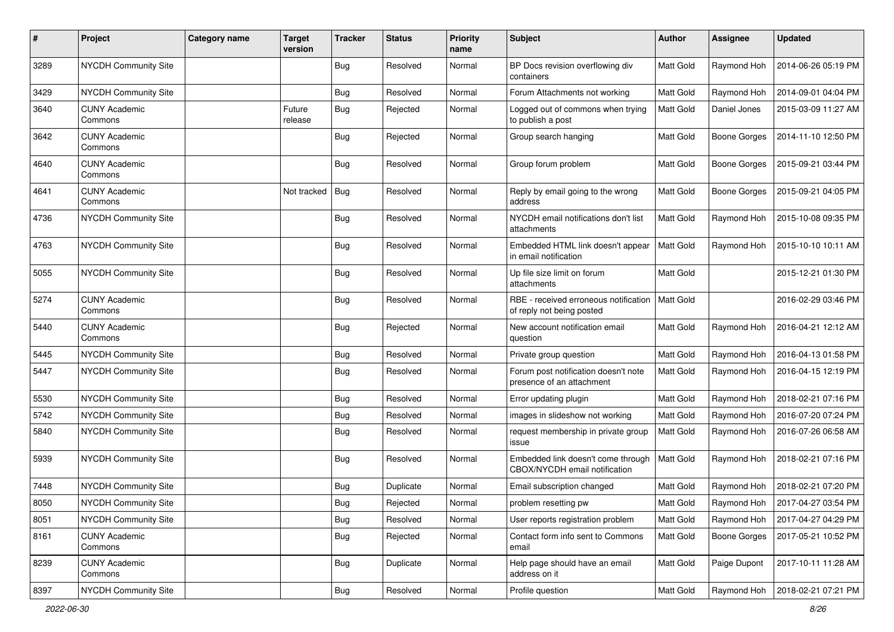| # | Project | Category name | Target version | Tracker | Status | Priority name | Subject | Author | Assignee | Updated |
|---|---|---|---|---|---|---|---|---|---|---|
| 3289 | NYCDH Community Site | | | Bug | Resolved | Normal | BP Docs revision overflowing div containers | Matt Gold | Raymond Hoh | 2014-06-26 05:19 PM |
| 3429 | NYCDH Community Site | | | Bug | Resolved | Normal | Forum Attachments not working | Matt Gold | Raymond Hoh | 2014-09-01 04:04 PM |
| 3640 | CUNY Academic Commons | | Future release | Bug | Rejected | Normal | Logged out of commons when trying to publish a post | Matt Gold | Daniel Jones | 2015-03-09 11:27 AM |
| 3642 | CUNY Academic Commons | | | Bug | Rejected | Normal | Group search hanging | Matt Gold | Boone Gorges | 2014-11-10 12:50 PM |
| 4640 | CUNY Academic Commons | | | Bug | Resolved | Normal | Group forum problem | Matt Gold | Boone Gorges | 2015-09-21 03:44 PM |
| 4641 | CUNY Academic Commons | | Not tracked | Bug | Resolved | Normal | Reply by email going to the wrong address | Matt Gold | Boone Gorges | 2015-09-21 04:05 PM |
| 4736 | NYCDH Community Site | | | Bug | Resolved | Normal | NYCDH email notifications don't list attachments | Matt Gold | Raymond Hoh | 2015-10-08 09:35 PM |
| 4763 | NYCDH Community Site | | | Bug | Resolved | Normal | Embedded HTML link doesn't appear in email notification | Matt Gold | Raymond Hoh | 2015-10-10 10:11 AM |
| 5055 | NYCDH Community Site | | | Bug | Resolved | Normal | Up file size limit on forum attachments | Matt Gold | | 2015-12-21 01:30 PM |
| 5274 | CUNY Academic Commons | | | Bug | Resolved | Normal | RBE - received erroneous notification of reply not being posted | Matt Gold | | 2016-02-29 03:46 PM |
| 5440 | CUNY Academic Commons | | | Bug | Rejected | Normal | New account notification email question | Matt Gold | Raymond Hoh | 2016-04-21 12:12 AM |
| 5445 | NYCDH Community Site | | | Bug | Resolved | Normal | Private group question | Matt Gold | Raymond Hoh | 2016-04-13 01:58 PM |
| 5447 | NYCDH Community Site | | | Bug | Resolved | Normal | Forum post notification doesn't note presence of an attachment | Matt Gold | Raymond Hoh | 2016-04-15 12:19 PM |
| 5530 | NYCDH Community Site | | | Bug | Resolved | Normal | Error updating plugin | Matt Gold | Raymond Hoh | 2018-02-21 07:16 PM |
| 5742 | NYCDH Community Site | | | Bug | Resolved | Normal | images in slideshow not working | Matt Gold | Raymond Hoh | 2016-07-20 07:24 PM |
| 5840 | NYCDH Community Site | | | Bug | Resolved | Normal | request membership in private group issue | Matt Gold | Raymond Hoh | 2016-07-26 06:58 AM |
| 5939 | NYCDH Community Site | | | Bug | Resolved | Normal | Embedded link doesn't come through CBOX/NYCDH email notification | Matt Gold | Raymond Hoh | 2018-02-21 07:16 PM |
| 7448 | NYCDH Community Site | | | Bug | Duplicate | Normal | Email subscription changed | Matt Gold | Raymond Hoh | 2018-02-21 07:20 PM |
| 8050 | NYCDH Community Site | | | Bug | Rejected | Normal | problem resetting pw | Matt Gold | Raymond Hoh | 2017-04-27 03:54 PM |
| 8051 | NYCDH Community Site | | | Bug | Resolved | Normal | User reports registration problem | Matt Gold | Raymond Hoh | 2017-04-27 04:29 PM |
| 8161 | CUNY Academic Commons | | | Bug | Rejected | Normal | Contact form info sent to Commons email | Matt Gold | Boone Gorges | 2017-05-21 10:52 PM |
| 8239 | CUNY Academic Commons | | | Bug | Duplicate | Normal | Help page should have an email address on it | Matt Gold | Paige Dupont | 2017-10-11 11:28 AM |
| 8397 | NYCDH Community Site | | | Bug | Resolved | Normal | Profile question | Matt Gold | Raymond Hoh | 2018-02-21 07:21 PM |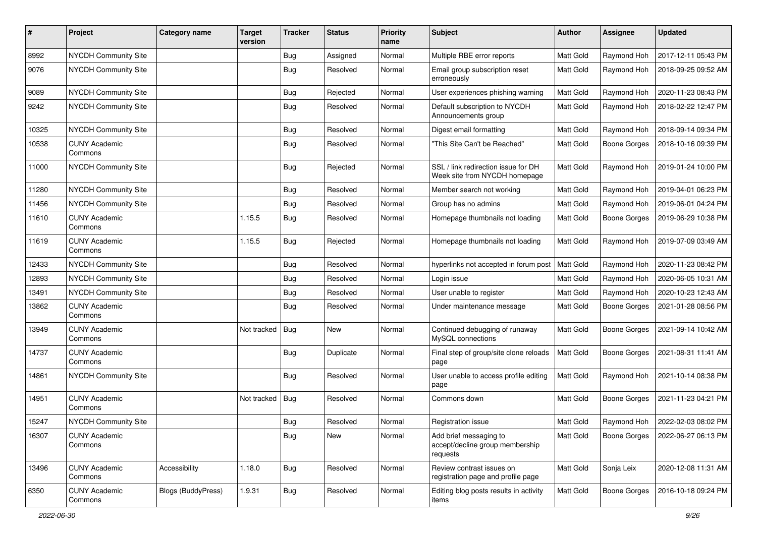| # | Project | Category name | Target version | Tracker | Status | Priority name | Subject | Author | Assignee | Updated |
|---|---|---|---|---|---|---|---|---|---|---|
| 8992 | NYCDH Community Site | | | Bug | Assigned | Normal | Multiple RBE error reports | Matt Gold | Raymond Hoh | 2017-12-11 05:43 PM |
| 9076 | NYCDH Community Site | | | Bug | Resolved | Normal | Email group subscription reset erroneously | Matt Gold | Raymond Hoh | 2018-09-25 09:52 AM |
| 9089 | NYCDH Community Site | | | Bug | Rejected | Normal | User experiences phishing warning | Matt Gold | Raymond Hoh | 2020-11-23 08:43 PM |
| 9242 | NYCDH Community Site | | | Bug | Resolved | Normal | Default subscription to NYCDH Announcements group | Matt Gold | Raymond Hoh | 2018-02-22 12:47 PM |
| 10325 | NYCDH Community Site | | | Bug | Resolved | Normal | Digest email formatting | Matt Gold | Raymond Hoh | 2018-09-14 09:34 PM |
| 10538 | CUNY Academic Commons | | | Bug | Resolved | Normal | "This Site Can't be Reached" | Matt Gold | Boone Gorges | 2018-10-16 09:39 PM |
| 11000 | NYCDH Community Site | | | Bug | Rejected | Normal | SSL / link redirection issue for DH Week site from NYCDH homepage | Matt Gold | Raymond Hoh | 2019-01-24 10:00 PM |
| 11280 | NYCDH Community Site | | | Bug | Resolved | Normal | Member search not working | Matt Gold | Raymond Hoh | 2019-04-01 06:23 PM |
| 11456 | NYCDH Community Site | | | Bug | Resolved | Normal | Group has no admins | Matt Gold | Raymond Hoh | 2019-06-01 04:24 PM |
| 11610 | CUNY Academic Commons | | 1.15.5 | Bug | Resolved | Normal | Homepage thumbnails not loading | Matt Gold | Boone Gorges | 2019-06-29 10:38 PM |
| 11619 | CUNY Academic Commons | | 1.15.5 | Bug | Rejected | Normal | Homepage thumbnails not loading | Matt Gold | Raymond Hoh | 2019-07-09 03:49 AM |
| 12433 | NYCDH Community Site | | | Bug | Resolved | Normal | hyperlinks not accepted in forum post | Matt Gold | Raymond Hoh | 2020-11-23 08:42 PM |
| 12893 | NYCDH Community Site | | | Bug | Resolved | Normal | Login issue | Matt Gold | Raymond Hoh | 2020-06-05 10:31 AM |
| 13491 | NYCDH Community Site | | | Bug | Resolved | Normal | User unable to register | Matt Gold | Raymond Hoh | 2020-10-23 12:43 AM |
| 13862 | CUNY Academic Commons | | | Bug | Resolved | Normal | Under maintenance message | Matt Gold | Boone Gorges | 2021-01-28 08:56 PM |
| 13949 | CUNY Academic Commons | | Not tracked | Bug | New | Normal | Continued debugging of runaway MySQL connections | Matt Gold | Boone Gorges | 2021-09-14 10:42 AM |
| 14737 | CUNY Academic Commons | | | Bug | Duplicate | Normal | Final step of group/site clone reloads page | Matt Gold | Boone Gorges | 2021-08-31 11:41 AM |
| 14861 | NYCDH Community Site | | | Bug | Resolved | Normal | User unable to access profile editing page | Matt Gold | Raymond Hoh | 2021-10-14 08:38 PM |
| 14951 | CUNY Academic Commons | | Not tracked | Bug | Resolved | Normal | Commons down | Matt Gold | Boone Gorges | 2021-11-23 04:21 PM |
| 15247 | NYCDH Community Site | | | Bug | Resolved | Normal | Registration issue | Matt Gold | Raymond Hoh | 2022-02-03 08:02 PM |
| 16307 | CUNY Academic Commons | | | Bug | New | Normal | Add brief messaging to accept/decline group membership requests | Matt Gold | Boone Gorges | 2022-06-27 06:13 PM |
| 13496 | CUNY Academic Commons | Accessibility | 1.18.0 | Bug | Resolved | Normal | Review contrast issues on registration page and profile page | Matt Gold | Sonja Leix | 2020-12-08 11:31 AM |
| 6350 | CUNY Academic Commons | Blogs (BuddyPress) | 1.9.31 | Bug | Resolved | Normal | Editing blog posts results in activity items | Matt Gold | Boone Gorges | 2016-10-18 09:24 PM |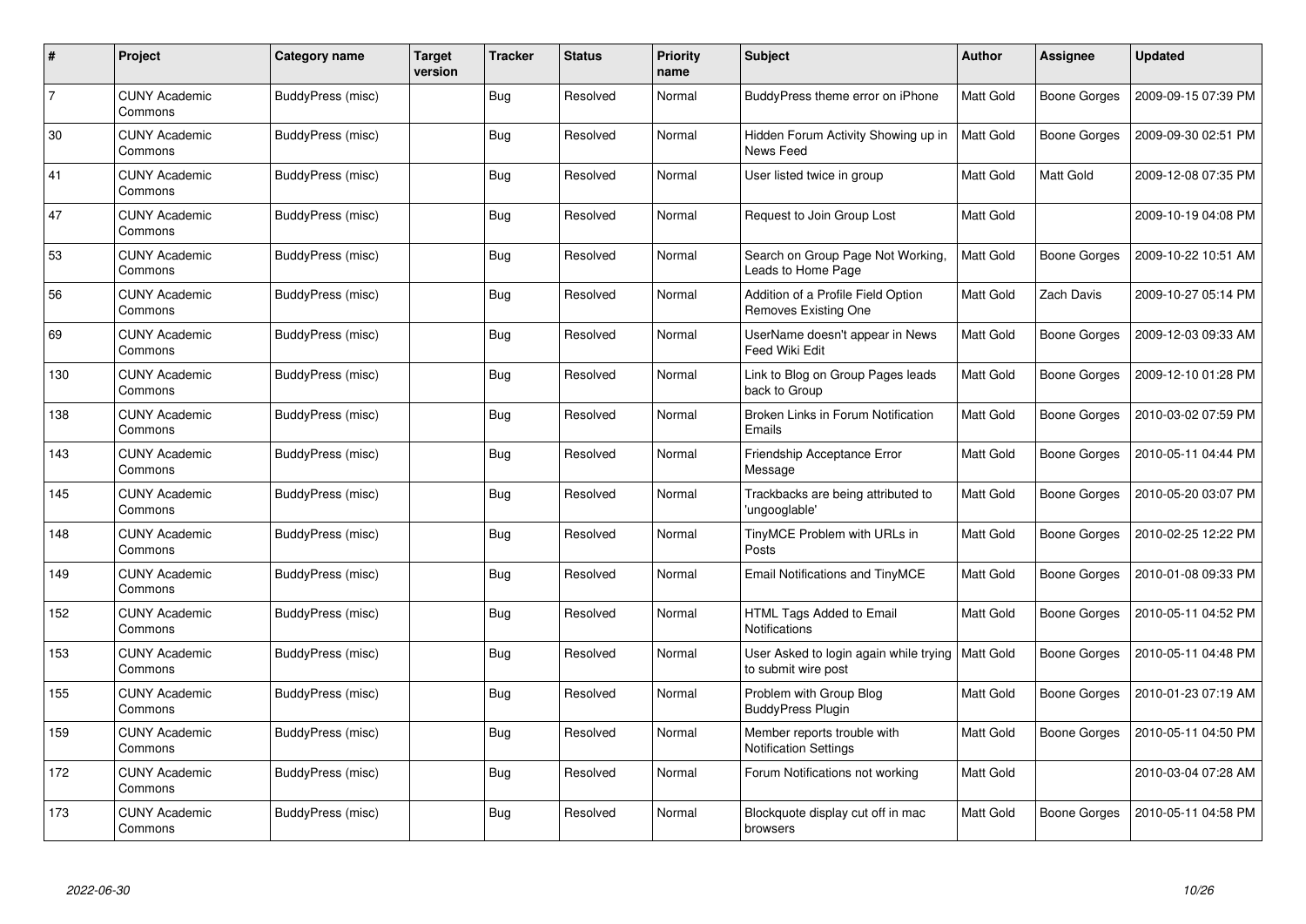| # | Project | Category name | Target version | Tracker | Status | Priority name | Subject | Author | Assignee | Updated |
|---|---|---|---|---|---|---|---|---|---|---|
| 7 | CUNY Academic Commons | BuddyPress (misc) | | Bug | Resolved | Normal | BuddyPress theme error on iPhone | Matt Gold | Boone Gorges | 2009-09-15 07:39 PM |
| 30 | CUNY Academic Commons | BuddyPress (misc) | | Bug | Resolved | Normal | Hidden Forum Activity Showing up in News Feed | Matt Gold | Boone Gorges | 2009-09-30 02:51 PM |
| 41 | CUNY Academic Commons | BuddyPress (misc) | | Bug | Resolved | Normal | User listed twice in group | Matt Gold | Matt Gold | 2009-12-08 07:35 PM |
| 47 | CUNY Academic Commons | BuddyPress (misc) | | Bug | Resolved | Normal | Request to Join Group Lost | Matt Gold | | 2009-10-19 04:08 PM |
| 53 | CUNY Academic Commons | BuddyPress (misc) | | Bug | Resolved | Normal | Search on Group Page Not Working, Leads to Home Page | Matt Gold | Boone Gorges | 2009-10-22 10:51 AM |
| 56 | CUNY Academic Commons | BuddyPress (misc) | | Bug | Resolved | Normal | Addition of a Profile Field Option Removes Existing One | Matt Gold | Zach Davis | 2009-10-27 05:14 PM |
| 69 | CUNY Academic Commons | BuddyPress (misc) | | Bug | Resolved | Normal | UserName doesn't appear in News Feed Wiki Edit | Matt Gold | Boone Gorges | 2009-12-03 09:33 AM |
| 130 | CUNY Academic Commons | BuddyPress (misc) | | Bug | Resolved | Normal | Link to Blog on Group Pages leads back to Group | Matt Gold | Boone Gorges | 2009-12-10 01:28 PM |
| 138 | CUNY Academic Commons | BuddyPress (misc) | | Bug | Resolved | Normal | Broken Links in Forum Notification Emails | Matt Gold | Boone Gorges | 2010-03-02 07:59 PM |
| 143 | CUNY Academic Commons | BuddyPress (misc) | | Bug | Resolved | Normal | Friendship Acceptance Error Message | Matt Gold | Boone Gorges | 2010-05-11 04:44 PM |
| 145 | CUNY Academic Commons | BuddyPress (misc) | | Bug | Resolved | Normal | Trackbacks are being attributed to 'ungooglable' | Matt Gold | Boone Gorges | 2010-05-20 03:07 PM |
| 148 | CUNY Academic Commons | BuddyPress (misc) | | Bug | Resolved | Normal | TinyMCE Problem with URLs in Posts | Matt Gold | Boone Gorges | 2010-02-25 12:22 PM |
| 149 | CUNY Academic Commons | BuddyPress (misc) | | Bug | Resolved | Normal | Email Notifications and TinyMCE | Matt Gold | Boone Gorges | 2010-01-08 09:33 PM |
| 152 | CUNY Academic Commons | BuddyPress (misc) | | Bug | Resolved | Normal | HTML Tags Added to Email Notifications | Matt Gold | Boone Gorges | 2010-05-11 04:52 PM |
| 153 | CUNY Academic Commons | BuddyPress (misc) | | Bug | Resolved | Normal | User Asked to login again while trying to submit wire post | Matt Gold | Boone Gorges | 2010-05-11 04:48 PM |
| 155 | CUNY Academic Commons | BuddyPress (misc) | | Bug | Resolved | Normal | Problem with Group Blog BuddyPress Plugin | Matt Gold | Boone Gorges | 2010-01-23 07:19 AM |
| 159 | CUNY Academic Commons | BuddyPress (misc) | | Bug | Resolved | Normal | Member reports trouble with Notification Settings | Matt Gold | Boone Gorges | 2010-05-11 04:50 PM |
| 172 | CUNY Academic Commons | BuddyPress (misc) | | Bug | Resolved | Normal | Forum Notifications not working | Matt Gold | | 2010-03-04 07:28 AM |
| 173 | CUNY Academic Commons | BuddyPress (misc) | | Bug | Resolved | Normal | Blockquote display cut off in mac browsers | Matt Gold | Boone Gorges | 2010-05-11 04:58 PM |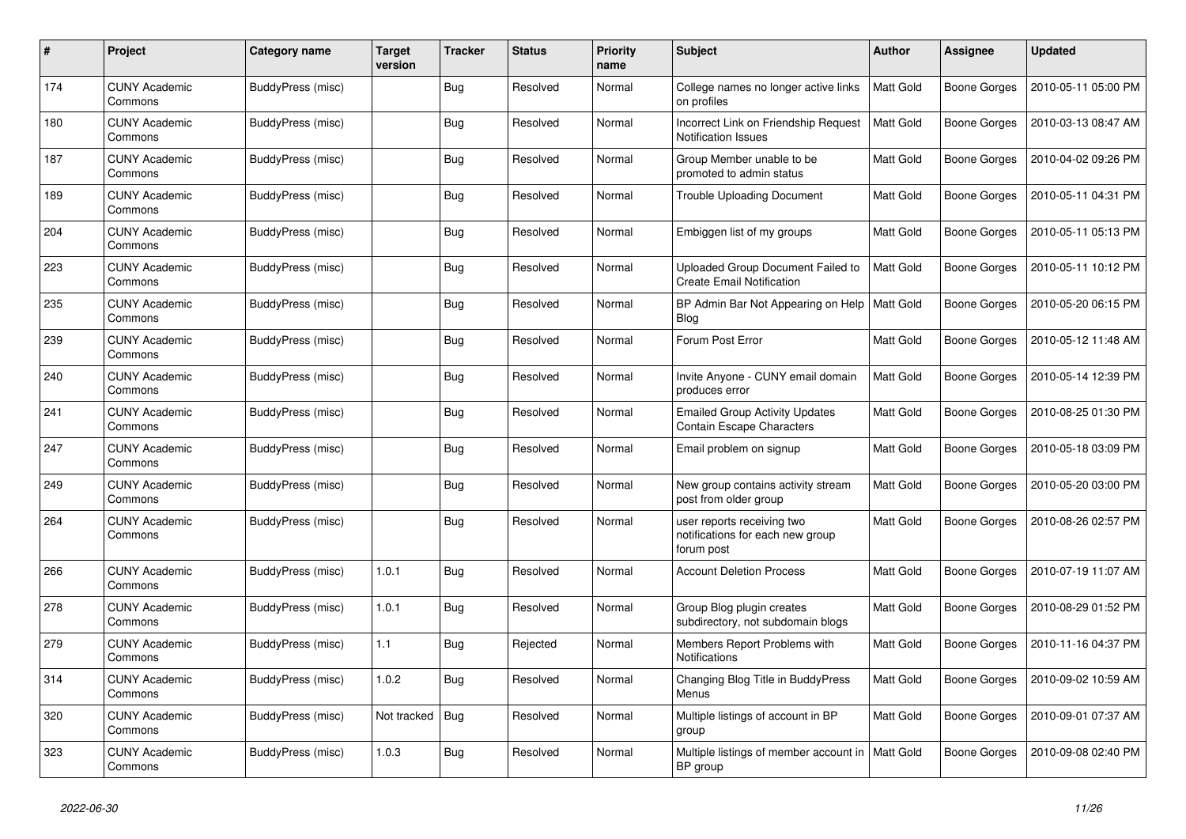| # | Project | Category name | Target version | Tracker | Status | Priority name | Subject | Author | Assignee | Updated |
|---|---|---|---|---|---|---|---|---|---|---|
| 174 | CUNY Academic Commons | BuddyPress (misc) | | Bug | Resolved | Normal | College names no longer active links on profiles | Matt Gold | Boone Gorges | 2010-05-11 05:00 PM |
| 180 | CUNY Academic Commons | BuddyPress (misc) | | Bug | Resolved | Normal | Incorrect Link on Friendship Request Notification Issues | Matt Gold | Boone Gorges | 2010-03-13 08:47 AM |
| 187 | CUNY Academic Commons | BuddyPress (misc) | | Bug | Resolved | Normal | Group Member unable to be promoted to admin status | Matt Gold | Boone Gorges | 2010-04-02 09:26 PM |
| 189 | CUNY Academic Commons | BuddyPress (misc) | | Bug | Resolved | Normal | Trouble Uploading Document | Matt Gold | Boone Gorges | 2010-05-11 04:31 PM |
| 204 | CUNY Academic Commons | BuddyPress (misc) | | Bug | Resolved | Normal | Embiggen list of my groups | Matt Gold | Boone Gorges | 2010-05-11 05:13 PM |
| 223 | CUNY Academic Commons | BuddyPress (misc) | | Bug | Resolved | Normal | Uploaded Group Document Failed to Create Email Notification | Matt Gold | Boone Gorges | 2010-05-11 10:12 PM |
| 235 | CUNY Academic Commons | BuddyPress (misc) | | Bug | Resolved | Normal | BP Admin Bar Not Appearing on Help Blog | Matt Gold | Boone Gorges | 2010-05-20 06:15 PM |
| 239 | CUNY Academic Commons | BuddyPress (misc) | | Bug | Resolved | Normal | Forum Post Error | Matt Gold | Boone Gorges | 2010-05-12 11:48 AM |
| 240 | CUNY Academic Commons | BuddyPress (misc) | | Bug | Resolved | Normal | Invite Anyone - CUNY email domain produces error | Matt Gold | Boone Gorges | 2010-05-14 12:39 PM |
| 241 | CUNY Academic Commons | BuddyPress (misc) | | Bug | Resolved | Normal | Emailed Group Activity Updates Contain Escape Characters | Matt Gold | Boone Gorges | 2010-08-25 01:30 PM |
| 247 | CUNY Academic Commons | BuddyPress (misc) | | Bug | Resolved | Normal | Email problem on signup | Matt Gold | Boone Gorges | 2010-05-18 03:09 PM |
| 249 | CUNY Academic Commons | BuddyPress (misc) | | Bug | Resolved | Normal | New group contains activity stream post from older group | Matt Gold | Boone Gorges | 2010-05-20 03:00 PM |
| 264 | CUNY Academic Commons | BuddyPress (misc) | | Bug | Resolved | Normal | user reports receiving two notifications for each new group forum post | Matt Gold | Boone Gorges | 2010-08-26 02:57 PM |
| 266 | CUNY Academic Commons | BuddyPress (misc) | 1.0.1 | Bug | Resolved | Normal | Account Deletion Process | Matt Gold | Boone Gorges | 2010-07-19 11:07 AM |
| 278 | CUNY Academic Commons | BuddyPress (misc) | 1.0.1 | Bug | Resolved | Normal | Group Blog plugin creates subdirectory, not subdomain blogs | Matt Gold | Boone Gorges | 2010-08-29 01:52 PM |
| 279 | CUNY Academic Commons | BuddyPress (misc) | 1.1 | Bug | Rejected | Normal | Members Report Problems with Notifications | Matt Gold | Boone Gorges | 2010-11-16 04:37 PM |
| 314 | CUNY Academic Commons | BuddyPress (misc) | 1.0.2 | Bug | Resolved | Normal | Changing Blog Title in BuddyPress Menus | Matt Gold | Boone Gorges | 2010-09-02 10:59 AM |
| 320 | CUNY Academic Commons | BuddyPress (misc) | Not tracked | Bug | Resolved | Normal | Multiple listings of account in BP group | Matt Gold | Boone Gorges | 2010-09-01 07:37 AM |
| 323 | CUNY Academic Commons | BuddyPress (misc) | 1.0.3 | Bug | Resolved | Normal | Multiple listings of member account in BP group | Matt Gold | Boone Gorges | 2010-09-08 02:40 PM |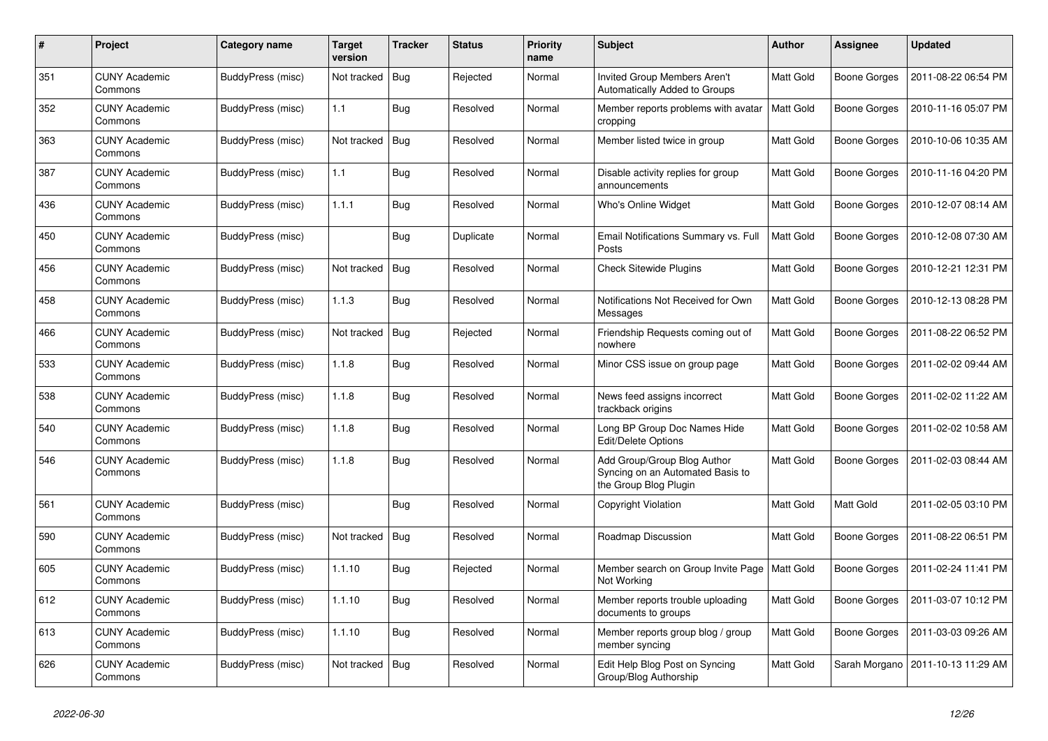| # | Project | Category name | Target version | Tracker | Status | Priority name | Subject | Author | Assignee | Updated |
|---|---|---|---|---|---|---|---|---|---|---|
| 351 | CUNY Academic Commons | BuddyPress (misc) | Not tracked | Bug | Rejected | Normal | Invited Group Members Aren't Automatically Added to Groups | Matt Gold | Boone Gorges | 2011-08-22 06:54 PM |
| 352 | CUNY Academic Commons | BuddyPress (misc) | 1.1 | Bug | Resolved | Normal | Member reports problems with avatar cropping | Matt Gold | Boone Gorges | 2010-11-16 05:07 PM |
| 363 | CUNY Academic Commons | BuddyPress (misc) | Not tracked | Bug | Resolved | Normal | Member listed twice in group | Matt Gold | Boone Gorges | 2010-10-06 10:35 AM |
| 387 | CUNY Academic Commons | BuddyPress (misc) | 1.1 | Bug | Resolved | Normal | Disable activity replies for group announcements | Matt Gold | Boone Gorges | 2010-11-16 04:20 PM |
| 436 | CUNY Academic Commons | BuddyPress (misc) | 1.1.1 | Bug | Resolved | Normal | Who's Online Widget | Matt Gold | Boone Gorges | 2010-12-07 08:14 AM |
| 450 | CUNY Academic Commons | BuddyPress (misc) | | Bug | Duplicate | Normal | Email Notifications Summary vs. Full Posts | Matt Gold | Boone Gorges | 2010-12-08 07:30 AM |
| 456 | CUNY Academic Commons | BuddyPress (misc) | Not tracked | Bug | Resolved | Normal | Check Sitewide Plugins | Matt Gold | Boone Gorges | 2010-12-21 12:31 PM |
| 458 | CUNY Academic Commons | BuddyPress (misc) | 1.1.3 | Bug | Resolved | Normal | Notifications Not Received for Own Messages | Matt Gold | Boone Gorges | 2010-12-13 08:28 PM |
| 466 | CUNY Academic Commons | BuddyPress (misc) | Not tracked | Bug | Rejected | Normal | Friendship Requests coming out of nowhere | Matt Gold | Boone Gorges | 2011-08-22 06:52 PM |
| 533 | CUNY Academic Commons | BuddyPress (misc) | 1.1.8 | Bug | Resolved | Normal | Minor CSS issue on group page | Matt Gold | Boone Gorges | 2011-02-02 09:44 AM |
| 538 | CUNY Academic Commons | BuddyPress (misc) | 1.1.8 | Bug | Resolved | Normal | News feed assigns incorrect trackback origins | Matt Gold | Boone Gorges | 2011-02-02 11:22 AM |
| 540 | CUNY Academic Commons | BuddyPress (misc) | 1.1.8 | Bug | Resolved | Normal | Long BP Group Doc Names Hide Edit/Delete Options | Matt Gold | Boone Gorges | 2011-02-02 10:58 AM |
| 546 | CUNY Academic Commons | BuddyPress (misc) | 1.1.8 | Bug | Resolved | Normal | Add Group/Group Blog Author Syncing on an Automated Basis to the Group Blog Plugin | Matt Gold | Boone Gorges | 2011-02-03 08:44 AM |
| 561 | CUNY Academic Commons | BuddyPress (misc) | | Bug | Resolved | Normal | Copyright Violation | Matt Gold | Matt Gold | 2011-02-05 03:10 PM |
| 590 | CUNY Academic Commons | BuddyPress (misc) | Not tracked | Bug | Resolved | Normal | Roadmap Discussion | Matt Gold | Boone Gorges | 2011-08-22 06:51 PM |
| 605 | CUNY Academic Commons | BuddyPress (misc) | 1.1.10 | Bug | Rejected | Normal | Member search on Group Invite Page Not Working | Matt Gold | Boone Gorges | 2011-02-24 11:41 PM |
| 612 | CUNY Academic Commons | BuddyPress (misc) | 1.1.10 | Bug | Resolved | Normal | Member reports trouble uploading documents to groups | Matt Gold | Boone Gorges | 2011-03-07 10:12 PM |
| 613 | CUNY Academic Commons | BuddyPress (misc) | 1.1.10 | Bug | Resolved | Normal | Member reports group blog / group member syncing | Matt Gold | Boone Gorges | 2011-03-03 09:26 AM |
| 626 | CUNY Academic Commons | BuddyPress (misc) | Not tracked | Bug | Resolved | Normal | Edit Help Blog Post on Syncing Group/Blog Authorship | Matt Gold | Sarah Morgano | 2011-10-13 11:29 AM |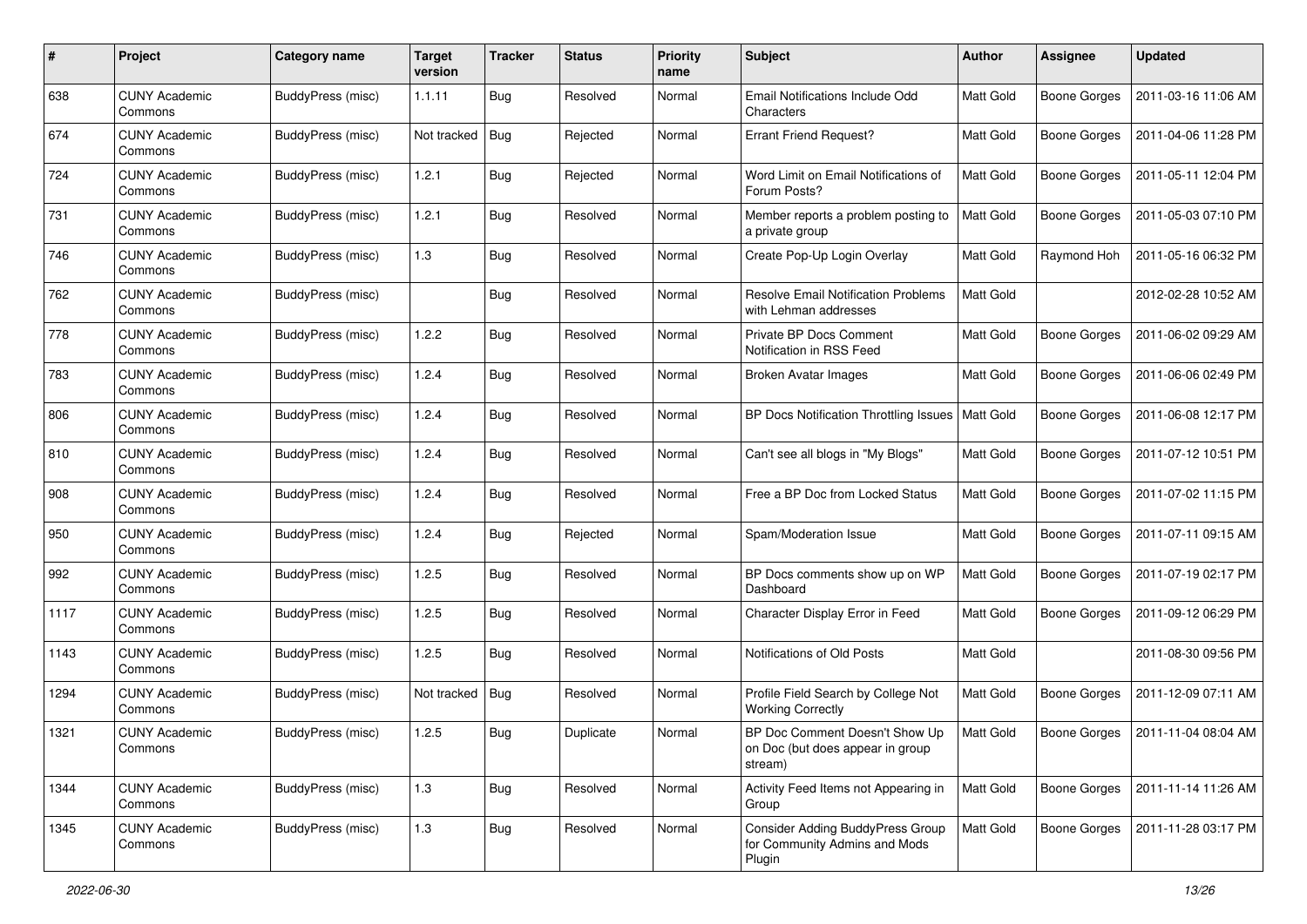| # | Project | Category name | Target version | Tracker | Status | Priority name | Subject | Author | Assignee | Updated |
|---|---|---|---|---|---|---|---|---|---|---|
| 638 | CUNY Academic Commons | BuddyPress (misc) | 1.1.11 | Bug | Resolved | Normal | Email Notifications Include Odd Characters | Matt Gold | Boone Gorges | 2011-03-16 11:06 AM |
| 674 | CUNY Academic Commons | BuddyPress (misc) | Not tracked | Bug | Rejected | Normal | Errant Friend Request? | Matt Gold | Boone Gorges | 2011-04-06 11:28 PM |
| 724 | CUNY Academic Commons | BuddyPress (misc) | 1.2.1 | Bug | Rejected | Normal | Word Limit on Email Notifications of Forum Posts? | Matt Gold | Boone Gorges | 2011-05-11 12:04 PM |
| 731 | CUNY Academic Commons | BuddyPress (misc) | 1.2.1 | Bug | Resolved | Normal | Member reports a problem posting to a private group | Matt Gold | Boone Gorges | 2011-05-03 07:10 PM |
| 746 | CUNY Academic Commons | BuddyPress (misc) | 1.3 | Bug | Resolved | Normal | Create Pop-Up Login Overlay | Matt Gold | Raymond Hoh | 2011-05-16 06:32 PM |
| 762 | CUNY Academic Commons | BuddyPress (misc) | | Bug | Resolved | Normal | Resolve Email Notification Problems with Lehman addresses | Matt Gold | | 2012-02-28 10:52 AM |
| 778 | CUNY Academic Commons | BuddyPress (misc) | 1.2.2 | Bug | Resolved | Normal | Private BP Docs Comment Notification in RSS Feed | Matt Gold | Boone Gorges | 2011-06-02 09:29 AM |
| 783 | CUNY Academic Commons | BuddyPress (misc) | 1.2.4 | Bug | Resolved | Normal | Broken Avatar Images | Matt Gold | Boone Gorges | 2011-06-06 02:49 PM |
| 806 | CUNY Academic Commons | BuddyPress (misc) | 1.2.4 | Bug | Resolved | Normal | BP Docs Notification Throttling Issues | Matt Gold | Boone Gorges | 2011-06-08 12:17 PM |
| 810 | CUNY Academic Commons | BuddyPress (misc) | 1.2.4 | Bug | Resolved | Normal | Can't see all blogs in "My Blogs" | Matt Gold | Boone Gorges | 2011-07-12 10:51 PM |
| 908 | CUNY Academic Commons | BuddyPress (misc) | 1.2.4 | Bug | Resolved | Normal | Free a BP Doc from Locked Status | Matt Gold | Boone Gorges | 2011-07-02 11:15 PM |
| 950 | CUNY Academic Commons | BuddyPress (misc) | 1.2.4 | Bug | Rejected | Normal | Spam/Moderation Issue | Matt Gold | Boone Gorges | 2011-07-11 09:15 AM |
| 992 | CUNY Academic Commons | BuddyPress (misc) | 1.2.5 | Bug | Resolved | Normal | BP Docs comments show up on WP Dashboard | Matt Gold | Boone Gorges | 2011-07-19 02:17 PM |
| 1117 | CUNY Academic Commons | BuddyPress (misc) | 1.2.5 | Bug | Resolved | Normal | Character Display Error in Feed | Matt Gold | Boone Gorges | 2011-09-12 06:29 PM |
| 1143 | CUNY Academic Commons | BuddyPress (misc) | 1.2.5 | Bug | Resolved | Normal | Notifications of Old Posts | Matt Gold | | 2011-08-30 09:56 PM |
| 1294 | CUNY Academic Commons | BuddyPress (misc) | Not tracked | Bug | Resolved | Normal | Profile Field Search by College Not Working Correctly | Matt Gold | Boone Gorges | 2011-12-09 07:11 AM |
| 1321 | CUNY Academic Commons | BuddyPress (misc) | 1.2.5 | Bug | Duplicate | Normal | BP Doc Comment Doesn't Show Up on Doc (but does appear in group stream) | Matt Gold | Boone Gorges | 2011-11-04 08:04 AM |
| 1344 | CUNY Academic Commons | BuddyPress (misc) | 1.3 | Bug | Resolved | Normal | Activity Feed Items not Appearing in Group | Matt Gold | Boone Gorges | 2011-11-14 11:26 AM |
| 1345 | CUNY Academic Commons | BuddyPress (misc) | 1.3 | Bug | Resolved | Normal | Consider Adding BuddyPress Group for Community Admins and Mods Plugin | Matt Gold | Boone Gorges | 2011-11-28 03:17 PM |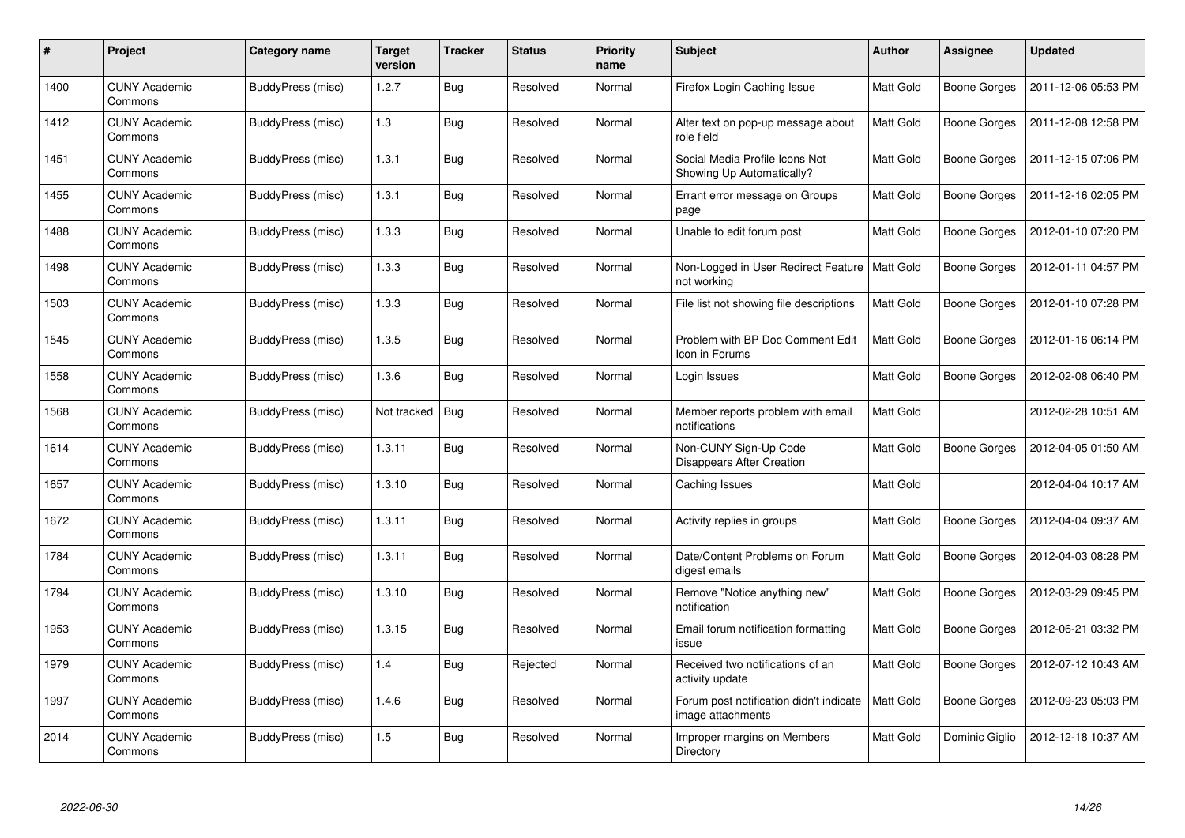| # | Project | Category name | Target version | Tracker | Status | Priority name | Subject | Author | Assignee | Updated |
|---|---|---|---|---|---|---|---|---|---|---|
| 1400 | CUNY Academic Commons | BuddyPress (misc) | 1.2.7 | Bug | Resolved | Normal | Firefox Login Caching Issue | Matt Gold | Boone Gorges | 2011-12-06 05:53 PM |
| 1412 | CUNY Academic Commons | BuddyPress (misc) | 1.3 | Bug | Resolved | Normal | Alter text on pop-up message about role field | Matt Gold | Boone Gorges | 2011-12-08 12:58 PM |
| 1451 | CUNY Academic Commons | BuddyPress (misc) | 1.3.1 | Bug | Resolved | Normal | Social Media Profile Icons Not Showing Up Automatically? | Matt Gold | Boone Gorges | 2011-12-15 07:06 PM |
| 1455 | CUNY Academic Commons | BuddyPress (misc) | 1.3.1 | Bug | Resolved | Normal | Errant error message on Groups page | Matt Gold | Boone Gorges | 2011-12-16 02:05 PM |
| 1488 | CUNY Academic Commons | BuddyPress (misc) | 1.3.3 | Bug | Resolved | Normal | Unable to edit forum post | Matt Gold | Boone Gorges | 2012-01-10 07:20 PM |
| 1498 | CUNY Academic Commons | BuddyPress (misc) | 1.3.3 | Bug | Resolved | Normal | Non-Logged in User Redirect Feature not working | Matt Gold | Boone Gorges | 2012-01-11 04:57 PM |
| 1503 | CUNY Academic Commons | BuddyPress (misc) | 1.3.3 | Bug | Resolved | Normal | File list not showing file descriptions | Matt Gold | Boone Gorges | 2012-01-10 07:28 PM |
| 1545 | CUNY Academic Commons | BuddyPress (misc) | 1.3.5 | Bug | Resolved | Normal | Problem with BP Doc Comment Edit Icon in Forums | Matt Gold | Boone Gorges | 2012-01-16 06:14 PM |
| 1558 | CUNY Academic Commons | BuddyPress (misc) | 1.3.6 | Bug | Resolved | Normal | Login Issues | Matt Gold | Boone Gorges | 2012-02-08 06:40 PM |
| 1568 | CUNY Academic Commons | BuddyPress (misc) | Not tracked | Bug | Resolved | Normal | Member reports problem with email notifications | Matt Gold | | 2012-02-28 10:51 AM |
| 1614 | CUNY Academic Commons | BuddyPress (misc) | 1.3.11 | Bug | Resolved | Normal | Non-CUNY Sign-Up Code Disappears After Creation | Matt Gold | Boone Gorges | 2012-04-05 01:50 AM |
| 1657 | CUNY Academic Commons | BuddyPress (misc) | 1.3.10 | Bug | Resolved | Normal | Caching Issues | Matt Gold | | 2012-04-04 10:17 AM |
| 1672 | CUNY Academic Commons | BuddyPress (misc) | 1.3.11 | Bug | Resolved | Normal | Activity replies in groups | Matt Gold | Boone Gorges | 2012-04-04 09:37 AM |
| 1784 | CUNY Academic Commons | BuddyPress (misc) | 1.3.11 | Bug | Resolved | Normal | Date/Content Problems on Forum digest emails | Matt Gold | Boone Gorges | 2012-04-03 08:28 PM |
| 1794 | CUNY Academic Commons | BuddyPress (misc) | 1.3.10 | Bug | Resolved | Normal | Remove "Notice anything new" notification | Matt Gold | Boone Gorges | 2012-03-29 09:45 PM |
| 1953 | CUNY Academic Commons | BuddyPress (misc) | 1.3.15 | Bug | Resolved | Normal | Email forum notification formatting issue | Matt Gold | Boone Gorges | 2012-06-21 03:32 PM |
| 1979 | CUNY Academic Commons | BuddyPress (misc) | 1.4 | Bug | Rejected | Normal | Received two notifications of an activity update | Matt Gold | Boone Gorges | 2012-07-12 10:43 AM |
| 1997 | CUNY Academic Commons | BuddyPress (misc) | 1.4.6 | Bug | Resolved | Normal | Forum post notification didn't indicate image attachments | Matt Gold | Boone Gorges | 2012-09-23 05:03 PM |
| 2014 | CUNY Academic Commons | BuddyPress (misc) | 1.5 | Bug | Resolved | Normal | Improper margins on Members Directory | Matt Gold | Dominic Giglio | 2012-12-18 10:37 AM |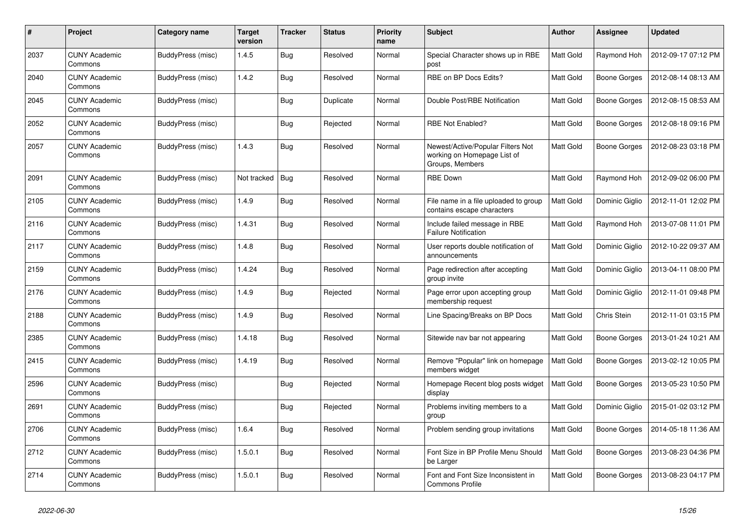| # | Project | Category name | Target version | Tracker | Status | Priority name | Subject | Author | Assignee | Updated |
|---|---|---|---|---|---|---|---|---|---|---|
| 2037 | CUNY Academic Commons | BuddyPress (misc) | 1.4.5 | Bug | Resolved | Normal | Special Character shows up in RBE post | Matt Gold | Raymond Hoh | 2012-09-17 07:12 PM |
| 2040 | CUNY Academic Commons | BuddyPress (misc) | 1.4.2 | Bug | Resolved | Normal | RBE on BP Docs Edits? | Matt Gold | Boone Gorges | 2012-08-14 08:13 AM |
| 2045 | CUNY Academic Commons | BuddyPress (misc) | | Bug | Duplicate | Normal | Double Post/RBE Notification | Matt Gold | Boone Gorges | 2012-08-15 08:53 AM |
| 2052 | CUNY Academic Commons | BuddyPress (misc) | | Bug | Rejected | Normal | RBE Not Enabled? | Matt Gold | Boone Gorges | 2012-08-18 09:16 PM |
| 2057 | CUNY Academic Commons | BuddyPress (misc) | 1.4.3 | Bug | Resolved | Normal | Newest/Active/Popular Filters Not working on Homepage List of Groups, Members | Matt Gold | Boone Gorges | 2012-08-23 03:18 PM |
| 2091 | CUNY Academic Commons | BuddyPress (misc) | Not tracked | Bug | Resolved | Normal | RBE Down | Matt Gold | Raymond Hoh | 2012-09-02 06:00 PM |
| 2105 | CUNY Academic Commons | BuddyPress (misc) | 1.4.9 | Bug | Resolved | Normal | File name in a file uploaded to group contains escape characters | Matt Gold | Dominic Giglio | 2012-11-01 12:02 PM |
| 2116 | CUNY Academic Commons | BuddyPress (misc) | 1.4.31 | Bug | Resolved | Normal | Include failed message in RBE Failure Notification | Matt Gold | Raymond Hoh | 2013-07-08 11:01 PM |
| 2117 | CUNY Academic Commons | BuddyPress (misc) | 1.4.8 | Bug | Resolved | Normal | User reports double notification of announcements | Matt Gold | Dominic Giglio | 2012-10-22 09:37 AM |
| 2159 | CUNY Academic Commons | BuddyPress (misc) | 1.4.24 | Bug | Resolved | Normal | Page redirection after accepting group invite | Matt Gold | Dominic Giglio | 2013-04-11 08:00 PM |
| 2176 | CUNY Academic Commons | BuddyPress (misc) | 1.4.9 | Bug | Rejected | Normal | Page error upon accepting group membership request | Matt Gold | Dominic Giglio | 2012-11-01 09:48 PM |
| 2188 | CUNY Academic Commons | BuddyPress (misc) | 1.4.9 | Bug | Resolved | Normal | Line Spacing/Breaks on BP Docs | Matt Gold | Chris Stein | 2012-11-01 03:15 PM |
| 2385 | CUNY Academic Commons | BuddyPress (misc) | 1.4.18 | Bug | Resolved | Normal | Sitewide nav bar not appearing | Matt Gold | Boone Gorges | 2013-01-24 10:21 AM |
| 2415 | CUNY Academic Commons | BuddyPress (misc) | 1.4.19 | Bug | Resolved | Normal | Remove "Popular" link on homepage members widget | Matt Gold | Boone Gorges | 2013-02-12 10:05 PM |
| 2596 | CUNY Academic Commons | BuddyPress (misc) | | Bug | Rejected | Normal | Homepage Recent blog posts widget display | Matt Gold | Boone Gorges | 2013-05-23 10:50 PM |
| 2691 | CUNY Academic Commons | BuddyPress (misc) | | Bug | Rejected | Normal | Problems inviting members to a group | Matt Gold | Dominic Giglio | 2015-01-02 03:12 PM |
| 2706 | CUNY Academic Commons | BuddyPress (misc) | 1.6.4 | Bug | Resolved | Normal | Problem sending group invitations | Matt Gold | Boone Gorges | 2014-05-18 11:36 AM |
| 2712 | CUNY Academic Commons | BuddyPress (misc) | 1.5.0.1 | Bug | Resolved | Normal | Font Size in BP Profile Menu Should be Larger | Matt Gold | Boone Gorges | 2013-08-23 04:36 PM |
| 2714 | CUNY Academic Commons | BuddyPress (misc) | 1.5.0.1 | Bug | Resolved | Normal | Font and Font Size Inconsistent in Commons Profile | Matt Gold | Boone Gorges | 2013-08-23 04:17 PM |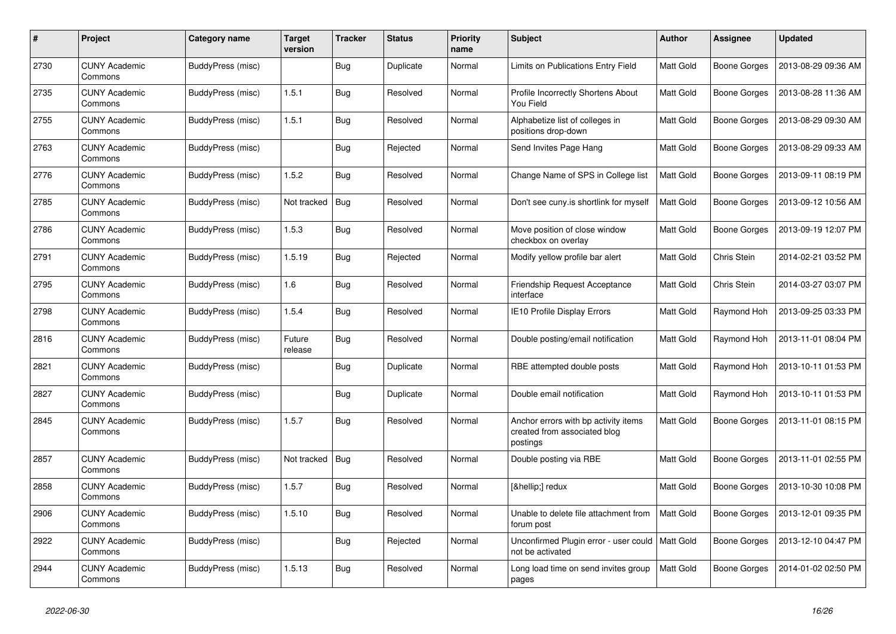| # | Project | Category name | Target version | Tracker | Status | Priority name | Subject | Author | Assignee | Updated |
|---|---|---|---|---|---|---|---|---|---|---|
| 2730 | CUNY Academic Commons | BuddyPress (misc) | | Bug | Duplicate | Normal | Limits on Publications Entry Field | Matt Gold | Boone Gorges | 2013-08-29 09:36 AM |
| 2735 | CUNY Academic Commons | BuddyPress (misc) | 1.5.1 | Bug | Resolved | Normal | Profile Incorrectly Shortens About You Field | Matt Gold | Boone Gorges | 2013-08-28 11:36 AM |
| 2755 | CUNY Academic Commons | BuddyPress (misc) | 1.5.1 | Bug | Resolved | Normal | Alphabetize list of colleges in positions drop-down | Matt Gold | Boone Gorges | 2013-08-29 09:30 AM |
| 2763 | CUNY Academic Commons | BuddyPress (misc) | | Bug | Rejected | Normal | Send Invites Page Hang | Matt Gold | Boone Gorges | 2013-08-29 09:33 AM |
| 2776 | CUNY Academic Commons | BuddyPress (misc) | 1.5.2 | Bug | Resolved | Normal | Change Name of SPS in College list | Matt Gold | Boone Gorges | 2013-09-11 08:19 PM |
| 2785 | CUNY Academic Commons | BuddyPress (misc) | Not tracked | Bug | Resolved | Normal | Don't see cuny.is shortlink for myself | Matt Gold | Boone Gorges | 2013-09-12 10:56 AM |
| 2786 | CUNY Academic Commons | BuddyPress (misc) | 1.5.3 | Bug | Resolved | Normal | Move position of close window checkbox on overlay | Matt Gold | Boone Gorges | 2013-09-19 12:07 PM |
| 2791 | CUNY Academic Commons | BuddyPress (misc) | 1.5.19 | Bug | Rejected | Normal | Modify yellow profile bar alert | Matt Gold | Chris Stein | 2014-02-21 03:52 PM |
| 2795 | CUNY Academic Commons | BuddyPress (misc) | 1.6 | Bug | Resolved | Normal | Friendship Request Acceptance interface | Matt Gold | Chris Stein | 2014-03-27 03:07 PM |
| 2798 | CUNY Academic Commons | BuddyPress (misc) | 1.5.4 | Bug | Resolved | Normal | IE10 Profile Display Errors | Matt Gold | Raymond Hoh | 2013-09-25 03:33 PM |
| 2816 | CUNY Academic Commons | BuddyPress (misc) | Future release | Bug | Resolved | Normal | Double posting/email notification | Matt Gold | Raymond Hoh | 2013-11-01 08:04 PM |
| 2821 | CUNY Academic Commons | BuddyPress (misc) | | Bug | Duplicate | Normal | RBE attempted double posts | Matt Gold | Raymond Hoh | 2013-10-11 01:53 PM |
| 2827 | CUNY Academic Commons | BuddyPress (misc) | | Bug | Duplicate | Normal | Double email notification | Matt Gold | Raymond Hoh | 2013-10-11 01:53 PM |
| 2845 | CUNY Academic Commons | BuddyPress (misc) | 1.5.7 | Bug | Resolved | Normal | Anchor errors with bp activity items created from associated blog postings | Matt Gold | Boone Gorges | 2013-11-01 08:15 PM |
| 2857 | CUNY Academic Commons | BuddyPress (misc) | Not tracked | Bug | Resolved | Normal | Double posting via RBE | Matt Gold | Boone Gorges | 2013-11-01 02:55 PM |
| 2858 | CUNY Academic Commons | BuddyPress (misc) | 1.5.7 | Bug | Resolved | Normal | [&hellip;] redux | Matt Gold | Boone Gorges | 2013-10-30 10:08 PM |
| 2906 | CUNY Academic Commons | BuddyPress (misc) | 1.5.10 | Bug | Resolved | Normal | Unable to delete file attachment from forum post | Matt Gold | Boone Gorges | 2013-12-01 09:35 PM |
| 2922 | CUNY Academic Commons | BuddyPress (misc) | | Bug | Rejected | Normal | Unconfirmed Plugin error - user could not be activated | Matt Gold | Boone Gorges | 2013-12-10 04:47 PM |
| 2944 | CUNY Academic Commons | BuddyPress (misc) | 1.5.13 | Bug | Resolved | Normal | Long load time on send invites group pages | Matt Gold | Boone Gorges | 2014-01-02 02:50 PM |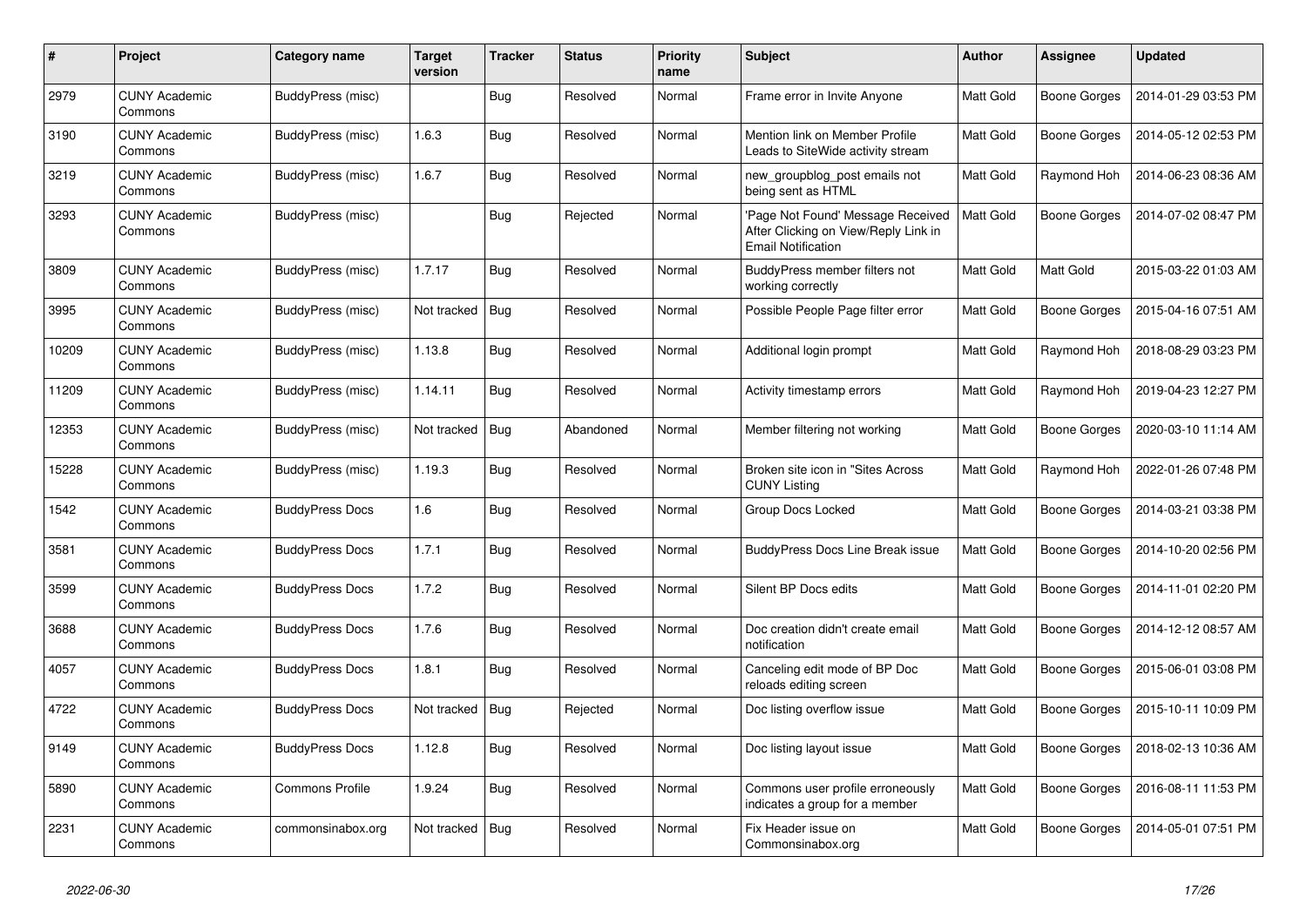| # | Project | Category name | Target version | Tracker | Status | Priority name | Subject | Author | Assignee | Updated |
|---|---|---|---|---|---|---|---|---|---|---|
| 2979 | CUNY Academic Commons | BuddyPress (misc) | | Bug | Resolved | Normal | Frame error in Invite Anyone | Matt Gold | Boone Gorges | 2014-01-29 03:53 PM |
| 3190 | CUNY Academic Commons | BuddyPress (misc) | 1.6.3 | Bug | Resolved | Normal | Mention link on Member Profile Leads to SiteWide activity stream | Matt Gold | Boone Gorges | 2014-05-12 02:53 PM |
| 3219 | CUNY Academic Commons | BuddyPress (misc) | 1.6.7 | Bug | Resolved | Normal | new_groupblog_post emails not being sent as HTML | Matt Gold | Raymond Hoh | 2014-06-23 08:36 AM |
| 3293 | CUNY Academic Commons | BuddyPress (misc) | | Bug | Rejected | Normal | 'Page Not Found' Message Received After Clicking on View/Reply Link in Email Notification | Matt Gold | Boone Gorges | 2014-07-02 08:47 PM |
| 3809 | CUNY Academic Commons | BuddyPress (misc) | 1.7.17 | Bug | Resolved | Normal | BuddyPress member filters not working correctly | Matt Gold | Matt Gold | 2015-03-22 01:03 AM |
| 3995 | CUNY Academic Commons | BuddyPress (misc) | Not tracked | Bug | Resolved | Normal | Possible People Page filter error | Matt Gold | Boone Gorges | 2015-04-16 07:51 AM |
| 10209 | CUNY Academic Commons | BuddyPress (misc) | 1.13.8 | Bug | Resolved | Normal | Additional login prompt | Matt Gold | Raymond Hoh | 2018-08-29 03:23 PM |
| 11209 | CUNY Academic Commons | BuddyPress (misc) | 1.14.11 | Bug | Resolved | Normal | Activity timestamp errors | Matt Gold | Raymond Hoh | 2019-04-23 12:27 PM |
| 12353 | CUNY Academic Commons | BuddyPress (misc) | Not tracked | Bug | Abandoned | Normal | Member filtering not working | Matt Gold | Boone Gorges | 2020-03-10 11:14 AM |
| 15228 | CUNY Academic Commons | BuddyPress (misc) | 1.19.3 | Bug | Resolved | Normal | Broken site icon in "Sites Across CUNY Listing | Matt Gold | Raymond Hoh | 2022-01-26 07:48 PM |
| 1542 | CUNY Academic Commons | BuddyPress Docs | 1.6 | Bug | Resolved | Normal | Group Docs Locked | Matt Gold | Boone Gorges | 2014-03-21 03:38 PM |
| 3581 | CUNY Academic Commons | BuddyPress Docs | 1.7.1 | Bug | Resolved | Normal | BuddyPress Docs Line Break issue | Matt Gold | Boone Gorges | 2014-10-20 02:56 PM |
| 3599 | CUNY Academic Commons | BuddyPress Docs | 1.7.2 | Bug | Resolved | Normal | Silent BP Docs edits | Matt Gold | Boone Gorges | 2014-11-01 02:20 PM |
| 3688 | CUNY Academic Commons | BuddyPress Docs | 1.7.6 | Bug | Resolved | Normal | Doc creation didn't create email notification | Matt Gold | Boone Gorges | 2014-12-12 08:57 AM |
| 4057 | CUNY Academic Commons | BuddyPress Docs | 1.8.1 | Bug | Resolved | Normal | Canceling edit mode of BP Doc reloads editing screen | Matt Gold | Boone Gorges | 2015-06-01 03:08 PM |
| 4722 | CUNY Academic Commons | BuddyPress Docs | Not tracked | Bug | Rejected | Normal | Doc listing overflow issue | Matt Gold | Boone Gorges | 2015-10-11 10:09 PM |
| 9149 | CUNY Academic Commons | BuddyPress Docs | 1.12.8 | Bug | Resolved | Normal | Doc listing layout issue | Matt Gold | Boone Gorges | 2018-02-13 10:36 AM |
| 5890 | CUNY Academic Commons | Commons Profile | 1.9.24 | Bug | Resolved | Normal | Commons user profile erroneously indicates a group for a member | Matt Gold | Boone Gorges | 2016-08-11 11:53 PM |
| 2231 | CUNY Academic Commons | commonsinabox.org | Not tracked | Bug | Resolved | Normal | Fix Header issue on Commonsinabox.org | Matt Gold | Boone Gorges | 2014-05-01 07:51 PM |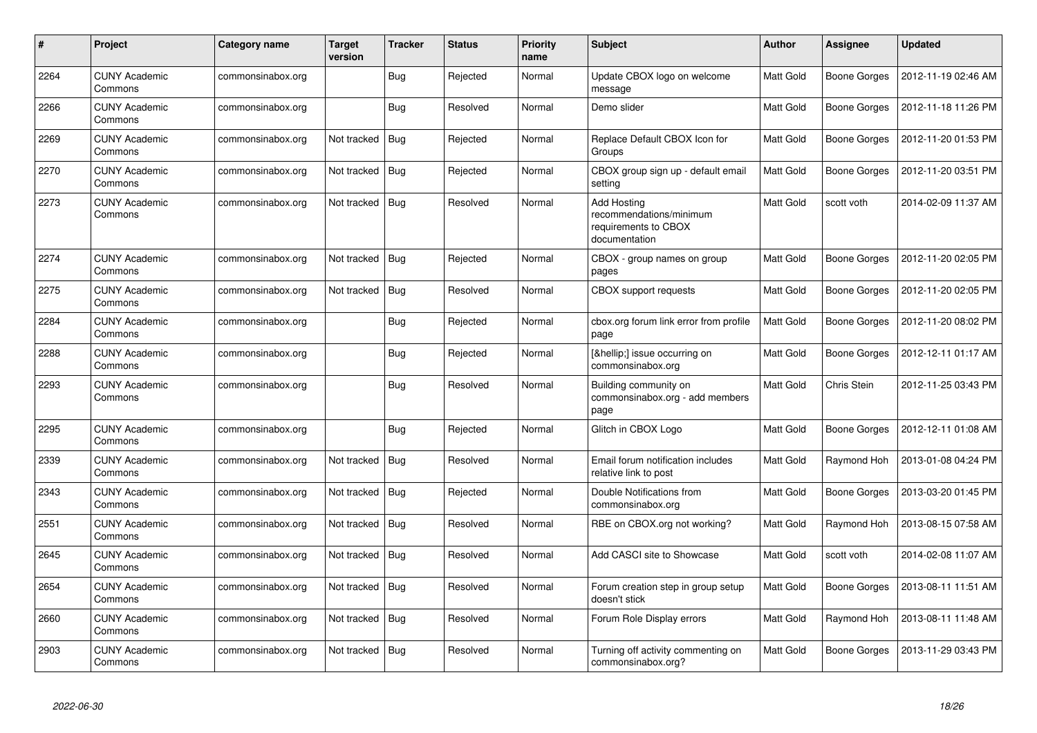| # | Project | Category name | Target version | Tracker | Status | Priority name | Subject | Author | Assignee | Updated |
|---|---|---|---|---|---|---|---|---|---|---|
| 2264 | CUNY Academic Commons | commonsinabox.org | | Bug | Rejected | Normal | Update CBOX logo on welcome message | Matt Gold | Boone Gorges | 2012-11-19 02:46 AM |
| 2266 | CUNY Academic Commons | commonsinabox.org | | Bug | Resolved | Normal | Demo slider | Matt Gold | Boone Gorges | 2012-11-18 11:26 PM |
| 2269 | CUNY Academic Commons | commonsinabox.org | Not tracked | Bug | Rejected | Normal | Replace Default CBOX Icon for Groups | Matt Gold | Boone Gorges | 2012-11-20 01:53 PM |
| 2270 | CUNY Academic Commons | commonsinabox.org | Not tracked | Bug | Rejected | Normal | CBOX group sign up - default email setting | Matt Gold | Boone Gorges | 2012-11-20 03:51 PM |
| 2273 | CUNY Academic Commons | commonsinabox.org | Not tracked | Bug | Resolved | Normal | Add Hosting recommendations/minimum requirements to CBOX documentation | Matt Gold | scott voth | 2014-02-09 11:37 AM |
| 2274 | CUNY Academic Commons | commonsinabox.org | Not tracked | Bug | Rejected | Normal | CBOX - group names on group pages | Matt Gold | Boone Gorges | 2012-11-20 02:05 PM |
| 2275 | CUNY Academic Commons | commonsinabox.org | Not tracked | Bug | Resolved | Normal | CBOX support requests | Matt Gold | Boone Gorges | 2012-11-20 02:05 PM |
| 2284 | CUNY Academic Commons | commonsinabox.org | | Bug | Rejected | Normal | cbox.org forum link error from profile page | Matt Gold | Boone Gorges | 2012-11-20 08:02 PM |
| 2288 | CUNY Academic Commons | commonsinabox.org | | Bug | Rejected | Normal | [&hellip;] issue occurring on commonsinabox.org | Matt Gold | Boone Gorges | 2012-12-11 01:17 AM |
| 2293 | CUNY Academic Commons | commonsinabox.org | | Bug | Resolved | Normal | Building community on commonsinabox.org - add members page | Matt Gold | Chris Stein | 2012-11-25 03:43 PM |
| 2295 | CUNY Academic Commons | commonsinabox.org | | Bug | Rejected | Normal | Glitch in CBOX Logo | Matt Gold | Boone Gorges | 2012-12-11 01:08 AM |
| 2339 | CUNY Academic Commons | commonsinabox.org | Not tracked | Bug | Resolved | Normal | Email forum notification includes relative link to post | Matt Gold | Raymond Hoh | 2013-01-08 04:24 PM |
| 2343 | CUNY Academic Commons | commonsinabox.org | Not tracked | Bug | Rejected | Normal | Double Notifications from commonsinabox.org | Matt Gold | Boone Gorges | 2013-03-20 01:45 PM |
| 2551 | CUNY Academic Commons | commonsinabox.org | Not tracked | Bug | Resolved | Normal | RBE on CBOX.org not working? | Matt Gold | Raymond Hoh | 2013-08-15 07:58 AM |
| 2645 | CUNY Academic Commons | commonsinabox.org | Not tracked | Bug | Resolved | Normal | Add CASCI site to Showcase | Matt Gold | scott voth | 2014-02-08 11:07 AM |
| 2654 | CUNY Academic Commons | commonsinabox.org | Not tracked | Bug | Resolved | Normal | Forum creation step in group setup doesn't stick | Matt Gold | Boone Gorges | 2013-08-11 11:51 AM |
| 2660 | CUNY Academic Commons | commonsinabox.org | Not tracked | Bug | Resolved | Normal | Forum Role Display errors | Matt Gold | Raymond Hoh | 2013-08-11 11:48 AM |
| 2903 | CUNY Academic Commons | commonsinabox.org | Not tracked | Bug | Resolved | Normal | Turning off activity commenting on commonsinabox.org? | Matt Gold | Boone Gorges | 2013-11-29 03:43 PM |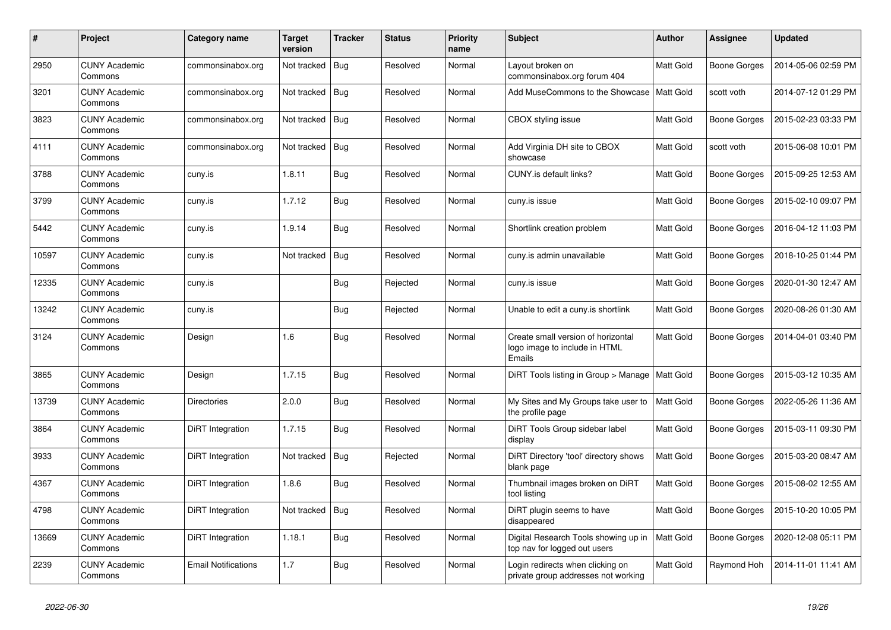| # | Project | Category name | Target version | Tracker | Status | Priority name | Subject | Author | Assignee | Updated |
|---|---|---|---|---|---|---|---|---|---|---|
| 2950 | CUNY Academic Commons | commonsinabox.org | Not tracked | Bug | Resolved | Normal | Layout broken on commonsinabox.org forum 404 | Matt Gold | Boone Gorges | 2014-05-06 02:59 PM |
| 3201 | CUNY Academic Commons | commonsinabox.org | Not tracked | Bug | Resolved | Normal | Add MuseCommons to the Showcase | Matt Gold | scott voth | 2014-07-12 01:29 PM |
| 3823 | CUNY Academic Commons | commonsinabox.org | Not tracked | Bug | Resolved | Normal | CBOX styling issue | Matt Gold | Boone Gorges | 2015-02-23 03:33 PM |
| 4111 | CUNY Academic Commons | commonsinabox.org | Not tracked | Bug | Resolved | Normal | Add Virginia DH site to CBOX showcase | Matt Gold | scott voth | 2015-06-08 10:01 PM |
| 3788 | CUNY Academic Commons | cuny.is | 1.8.11 | Bug | Resolved | Normal | CUNY.is default links? | Matt Gold | Boone Gorges | 2015-09-25 12:53 AM |
| 3799 | CUNY Academic Commons | cuny.is | 1.7.12 | Bug | Resolved | Normal | cuny.is issue | Matt Gold | Boone Gorges | 2015-02-10 09:07 PM |
| 5442 | CUNY Academic Commons | cuny.is | 1.9.14 | Bug | Resolved | Normal | Shortlink creation problem | Matt Gold | Boone Gorges | 2016-04-12 11:03 PM |
| 10597 | CUNY Academic Commons | cuny.is | Not tracked | Bug | Resolved | Normal | cuny.is admin unavailable | Matt Gold | Boone Gorges | 2018-10-25 01:44 PM |
| 12335 | CUNY Academic Commons | cuny.is | | Bug | Rejected | Normal | cuny.is issue | Matt Gold | Boone Gorges | 2020-01-30 12:47 AM |
| 13242 | CUNY Academic Commons | cuny.is | | Bug | Rejected | Normal | Unable to edit a cuny.is shortlink | Matt Gold | Boone Gorges | 2020-08-26 01:30 AM |
| 3124 | CUNY Academic Commons | Design | 1.6 | Bug | Resolved | Normal | Create small version of horizontal logo image to include in HTML Emails | Matt Gold | Boone Gorges | 2014-04-01 03:40 PM |
| 3865 | CUNY Academic Commons | Design | 1.7.15 | Bug | Resolved | Normal | DiRT Tools listing in Group > Manage | Matt Gold | Boone Gorges | 2015-03-12 10:35 AM |
| 13739 | CUNY Academic Commons | Directories | 2.0.0 | Bug | Resolved | Normal | My Sites and My Groups take user to the profile page | Matt Gold | Boone Gorges | 2022-05-26 11:36 AM |
| 3864 | CUNY Academic Commons | DiRT Integration | 1.7.15 | Bug | Resolved | Normal | DiRT Tools Group sidebar label display | Matt Gold | Boone Gorges | 2015-03-11 09:30 PM |
| 3933 | CUNY Academic Commons | DiRT Integration | Not tracked | Bug | Rejected | Normal | DiRT Directory 'tool' directory shows blank page | Matt Gold | Boone Gorges | 2015-03-20 08:47 AM |
| 4367 | CUNY Academic Commons | DiRT Integration | 1.8.6 | Bug | Resolved | Normal | Thumbnail images broken on DiRT tool listing | Matt Gold | Boone Gorges | 2015-08-02 12:55 AM |
| 4798 | CUNY Academic Commons | DiRT Integration | Not tracked | Bug | Resolved | Normal | DiRT plugin seems to have disappeared | Matt Gold | Boone Gorges | 2015-10-20 10:05 PM |
| 13669 | CUNY Academic Commons | DiRT Integration | 1.18.1 | Bug | Resolved | Normal | Digital Research Tools showing up in top nav for logged out users | Matt Gold | Boone Gorges | 2020-12-08 05:11 PM |
| 2239 | CUNY Academic Commons | Email Notifications | 1.7 | Bug | Resolved | Normal | Login redirects when clicking on private group addresses not working | Matt Gold | Raymond Hoh | 2014-11-01 11:41 AM |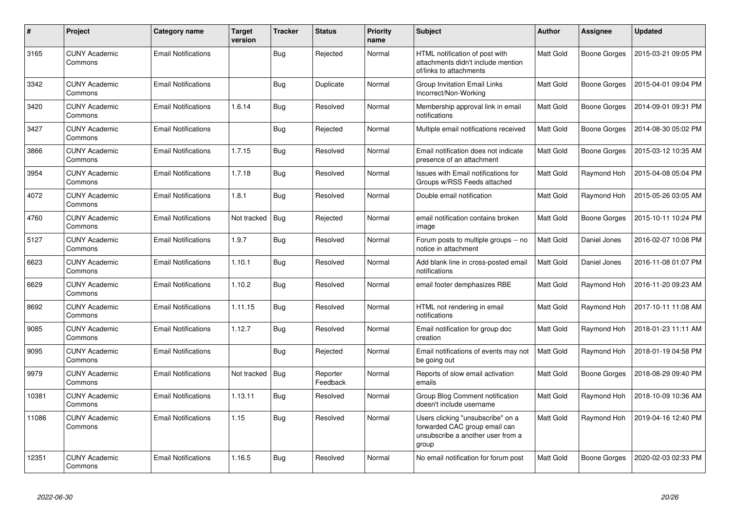| # | Project | Category name | Target version | Tracker | Status | Priority name | Subject | Author | Assignee | Updated |
|---|---|---|---|---|---|---|---|---|---|---|
| 3165 | CUNY Academic Commons | Email Notifications | | Bug | Rejected | Normal | HTML notification of post with attachments didn't include mention of/links to attachments | Matt Gold | Boone Gorges | 2015-03-21 09:05 PM |
| 3342 | CUNY Academic Commons | Email Notifications | | Bug | Duplicate | Normal | Group Invitation Email Links Incorrect/Non-Working | Matt Gold | Boone Gorges | 2015-04-01 09:04 PM |
| 3420 | CUNY Academic Commons | Email Notifications | 1.6.14 | Bug | Resolved | Normal | Membership approval link in email notifications | Matt Gold | Boone Gorges | 2014-09-01 09:31 PM |
| 3427 | CUNY Academic Commons | Email Notifications | | Bug | Rejected | Normal | Multiple email notifications received | Matt Gold | Boone Gorges | 2014-08-30 05:02 PM |
| 3866 | CUNY Academic Commons | Email Notifications | 1.7.15 | Bug | Resolved | Normal | Email notification does not indicate presence of an attachment | Matt Gold | Boone Gorges | 2015-03-12 10:35 AM |
| 3954 | CUNY Academic Commons | Email Notifications | 1.7.18 | Bug | Resolved | Normal | Issues with Email notifications for Groups w/RSS Feeds attached | Matt Gold | Raymond Hoh | 2015-04-08 05:04 PM |
| 4072 | CUNY Academic Commons | Email Notifications | 1.8.1 | Bug | Resolved | Normal | Double email notification | Matt Gold | Raymond Hoh | 2015-05-26 03:05 AM |
| 4760 | CUNY Academic Commons | Email Notifications | Not tracked | Bug | Rejected | Normal | email notification contains broken image | Matt Gold | Boone Gorges | 2015-10-11 10:24 PM |
| 5127 | CUNY Academic Commons | Email Notifications | 1.9.7 | Bug | Resolved | Normal | Forum posts to multiple groups -- no notice in attachment | Matt Gold | Daniel Jones | 2016-02-07 10:08 PM |
| 6623 | CUNY Academic Commons | Email Notifications | 1.10.1 | Bug | Resolved | Normal | Add blank line in cross-posted email notifications | Matt Gold | Daniel Jones | 2016-11-08 01:07 PM |
| 6629 | CUNY Academic Commons | Email Notifications | 1.10.2 | Bug | Resolved | Normal | email footer demphasizes RBE | Matt Gold | Raymond Hoh | 2016-11-20 09:23 AM |
| 8692 | CUNY Academic Commons | Email Notifications | 1.11.15 | Bug | Resolved | Normal | HTML not rendering in email notifications | Matt Gold | Raymond Hoh | 2017-10-11 11:08 AM |
| 9085 | CUNY Academic Commons | Email Notifications | 1.12.7 | Bug | Resolved | Normal | Email notification for group doc creation | Matt Gold | Raymond Hoh | 2018-01-23 11:11 AM |
| 9095 | CUNY Academic Commons | Email Notifications | | Bug | Rejected | Normal | Email notifications of events may not be going out | Matt Gold | Raymond Hoh | 2018-01-19 04:58 PM |
| 9979 | CUNY Academic Commons | Email Notifications | Not tracked | Bug | Reporter Feedback | Normal | Reports of slow email activation emails | Matt Gold | Boone Gorges | 2018-08-29 09:40 PM |
| 10381 | CUNY Academic Commons | Email Notifications | 1.13.11 | Bug | Resolved | Normal | Group Blog Comment notification doesn't include username | Matt Gold | Raymond Hoh | 2018-10-09 10:36 AM |
| 11086 | CUNY Academic Commons | Email Notifications | 1.15 | Bug | Resolved | Normal | Users clicking "unsubscribe" on a forwarded CAC group email can unsubscribe a another user from a group | Matt Gold | Raymond Hoh | 2019-04-16 12:40 PM |
| 12351 | CUNY Academic Commons | Email Notifications | 1.16.5 | Bug | Resolved | Normal | No email notification for forum post | Matt Gold | Boone Gorges | 2020-02-03 02:33 PM |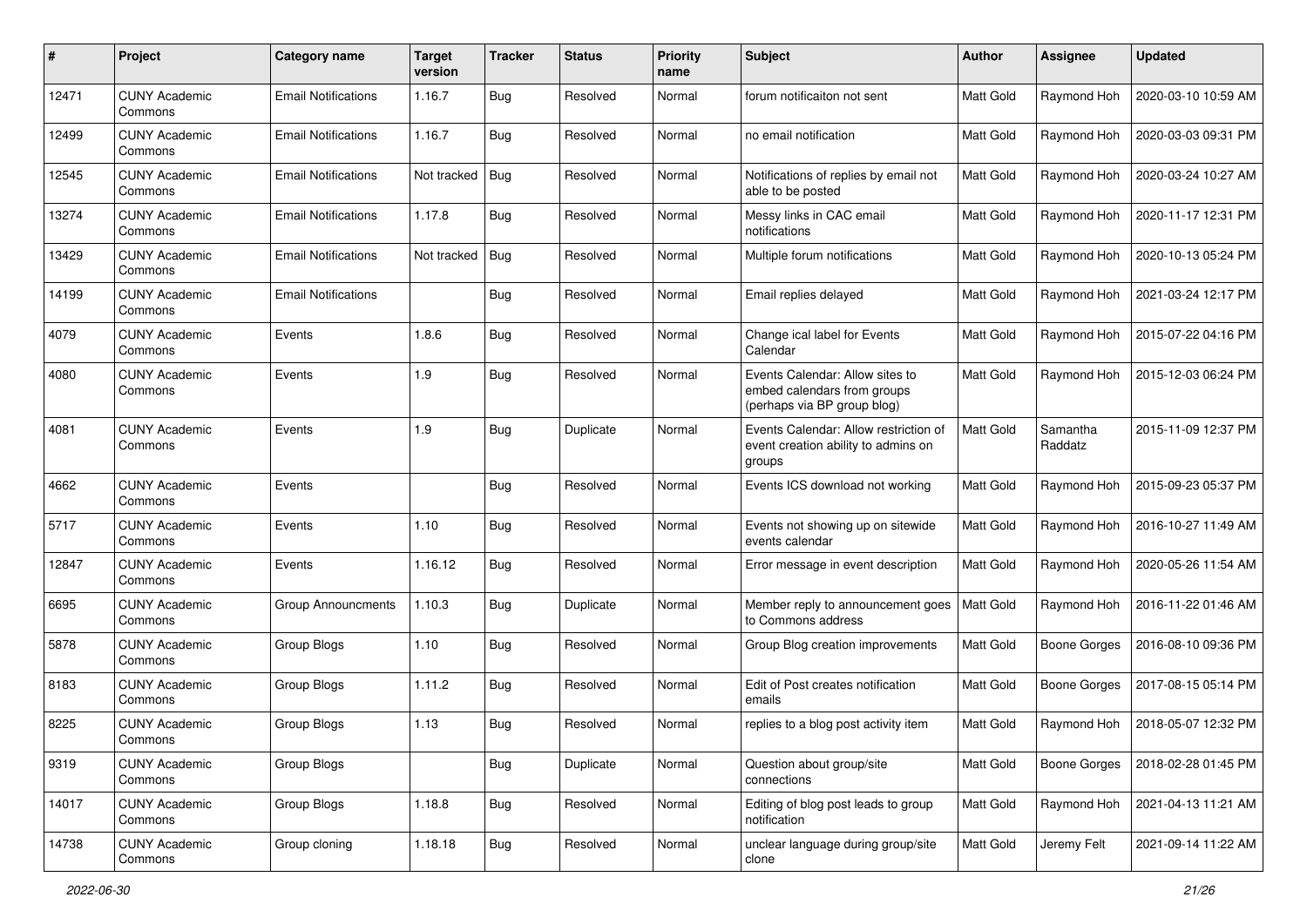| # | Project | Category name | Target version | Tracker | Status | Priority name | Subject | Author | Assignee | Updated |
|---|---|---|---|---|---|---|---|---|---|---|
| 12471 | CUNY Academic Commons | Email Notifications | 1.16.7 | Bug | Resolved | Normal | forum notificaiton not sent | Matt Gold | Raymond Hoh | 2020-03-10 10:59 AM |
| 12499 | CUNY Academic Commons | Email Notifications | 1.16.7 | Bug | Resolved | Normal | no email notification | Matt Gold | Raymond Hoh | 2020-03-03 09:31 PM |
| 12545 | CUNY Academic Commons | Email Notifications | Not tracked | Bug | Resolved | Normal | Notifications of replies by email not able to be posted | Matt Gold | Raymond Hoh | 2020-03-24 10:27 AM |
| 13274 | CUNY Academic Commons | Email Notifications | 1.17.8 | Bug | Resolved | Normal | Messy links in CAC email notifications | Matt Gold | Raymond Hoh | 2020-11-17 12:31 PM |
| 13429 | CUNY Academic Commons | Email Notifications | Not tracked | Bug | Resolved | Normal | Multiple forum notifications | Matt Gold | Raymond Hoh | 2020-10-13 05:24 PM |
| 14199 | CUNY Academic Commons | Email Notifications | | Bug | Resolved | Normal | Email replies delayed | Matt Gold | Raymond Hoh | 2021-03-24 12:17 PM |
| 4079 | CUNY Academic Commons | Events | 1.8.6 | Bug | Resolved | Normal | Change ical label for Events Calendar | Matt Gold | Raymond Hoh | 2015-07-22 04:16 PM |
| 4080 | CUNY Academic Commons | Events | 1.9 | Bug | Resolved | Normal | Events Calendar: Allow sites to embed calendars from groups (perhaps via BP group blog) | Matt Gold | Raymond Hoh | 2015-12-03 06:24 PM |
| 4081 | CUNY Academic Commons | Events | 1.9 | Bug | Duplicate | Normal | Events Calendar: Allow restriction of event creation ability to admins on groups | Matt Gold | Samantha Raddatz | 2015-11-09 12:37 PM |
| 4662 | CUNY Academic Commons | Events | | Bug | Resolved | Normal | Events ICS download not working | Matt Gold | Raymond Hoh | 2015-09-23 05:37 PM |
| 5717 | CUNY Academic Commons | Events | 1.10 | Bug | Resolved | Normal | Events not showing up on sitewide events calendar | Matt Gold | Raymond Hoh | 2016-10-27 11:49 AM |
| 12847 | CUNY Academic Commons | Events | 1.16.12 | Bug | Resolved | Normal | Error message in event description | Matt Gold | Raymond Hoh | 2020-05-26 11:54 AM |
| 6695 | CUNY Academic Commons | Group Announcments | 1.10.3 | Bug | Duplicate | Normal | Member reply to announcement goes to Commons address | Matt Gold | Raymond Hoh | 2016-11-22 01:46 AM |
| 5878 | CUNY Academic Commons | Group Blogs | 1.10 | Bug | Resolved | Normal | Group Blog creation improvements | Matt Gold | Boone Gorges | 2016-08-10 09:36 PM |
| 8183 | CUNY Academic Commons | Group Blogs | 1.11.2 | Bug | Resolved | Normal | Edit of Post creates notification emails | Matt Gold | Boone Gorges | 2017-08-15 05:14 PM |
| 8225 | CUNY Academic Commons | Group Blogs | 1.13 | Bug | Resolved | Normal | replies to a blog post activity item | Matt Gold | Raymond Hoh | 2018-05-07 12:32 PM |
| 9319 | CUNY Academic Commons | Group Blogs | | Bug | Duplicate | Normal | Question about group/site connections | Matt Gold | Boone Gorges | 2018-02-28 01:45 PM |
| 14017 | CUNY Academic Commons | Group Blogs | 1.18.8 | Bug | Resolved | Normal | Editing of blog post leads to group notification | Matt Gold | Raymond Hoh | 2021-04-13 11:21 AM |
| 14738 | CUNY Academic Commons | Group cloning | 1.18.18 | Bug | Resolved | Normal | unclear language during group/site clone | Matt Gold | Jeremy Felt | 2021-09-14 11:22 AM |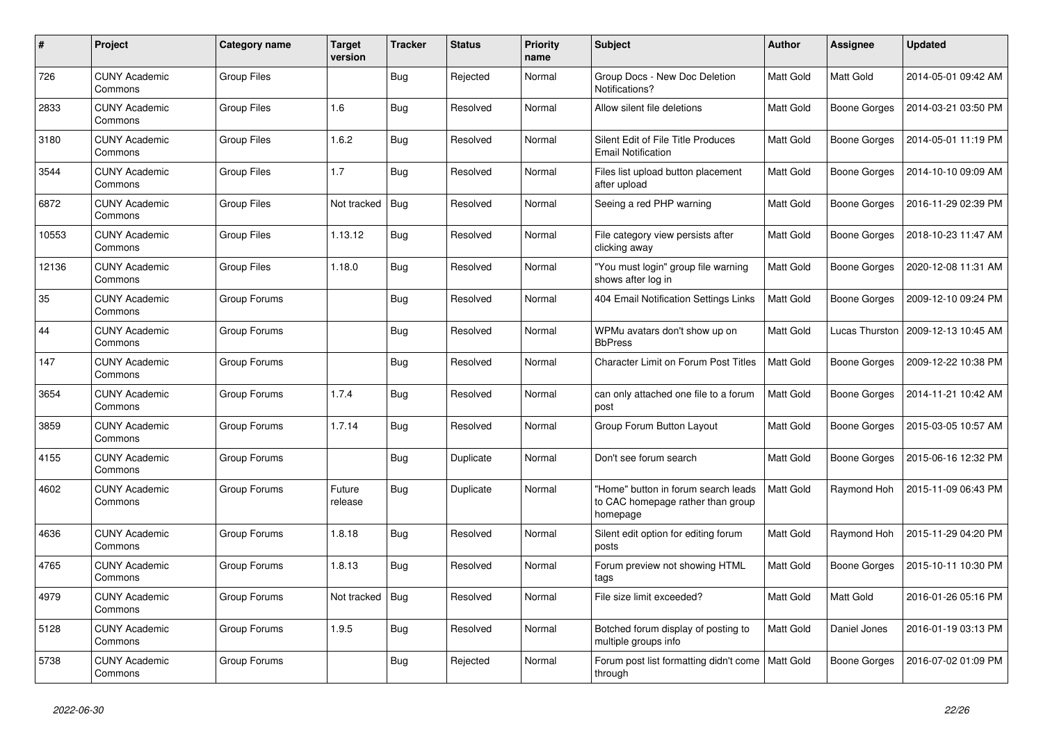| # | Project | Category name | Target version | Tracker | Status | Priority name | Subject | Author | Assignee | Updated |
|---|---|---|---|---|---|---|---|---|---|---|
| 726 | CUNY Academic Commons | Group Files | | Bug | Rejected | Normal | Group Docs - New Doc Deletion Notifications? | Matt Gold | Matt Gold | 2014-05-01 09:42 AM |
| 2833 | CUNY Academic Commons | Group Files | 1.6 | Bug | Resolved | Normal | Allow silent file deletions | Matt Gold | Boone Gorges | 2014-03-21 03:50 PM |
| 3180 | CUNY Academic Commons | Group Files | 1.6.2 | Bug | Resolved | Normal | Silent Edit of File Title Produces Email Notification | Matt Gold | Boone Gorges | 2014-05-01 11:19 PM |
| 3544 | CUNY Academic Commons | Group Files | 1.7 | Bug | Resolved | Normal | Files list upload button placement after upload | Matt Gold | Boone Gorges | 2014-10-10 09:09 AM |
| 6872 | CUNY Academic Commons | Group Files | Not tracked | Bug | Resolved | Normal | Seeing a red PHP warning | Matt Gold | Boone Gorges | 2016-11-29 02:39 PM |
| 10553 | CUNY Academic Commons | Group Files | 1.13.12 | Bug | Resolved | Normal | File category view persists after clicking away | Matt Gold | Boone Gorges | 2018-10-23 11:47 AM |
| 12136 | CUNY Academic Commons | Group Files | 1.18.0 | Bug | Resolved | Normal | "You must login" group file warning shows after log in | Matt Gold | Boone Gorges | 2020-12-08 11:31 AM |
| 35 | CUNY Academic Commons | Group Forums | | Bug | Resolved | Normal | 404 Email Notification Settings Links | Matt Gold | Boone Gorges | 2009-12-10 09:24 PM |
| 44 | CUNY Academic Commons | Group Forums | | Bug | Resolved | Normal | WPMu avatars don't show up on BbPress | Matt Gold | Lucas Thurston | 2009-12-13 10:45 AM |
| 147 | CUNY Academic Commons | Group Forums | | Bug | Resolved | Normal | Character Limit on Forum Post Titles | Matt Gold | Boone Gorges | 2009-12-22 10:38 PM |
| 3654 | CUNY Academic Commons | Group Forums | 1.7.4 | Bug | Resolved | Normal | can only attached one file to a forum post | Matt Gold | Boone Gorges | 2014-11-21 10:42 AM |
| 3859 | CUNY Academic Commons | Group Forums | 1.7.14 | Bug | Resolved | Normal | Group Forum Button Layout | Matt Gold | Boone Gorges | 2015-03-05 10:57 AM |
| 4155 | CUNY Academic Commons | Group Forums | | Bug | Duplicate | Normal | Don't see forum search | Matt Gold | Boone Gorges | 2015-06-16 12:32 PM |
| 4602 | CUNY Academic Commons | Group Forums | Future release | Bug | Duplicate | Normal | "Home" button in forum search leads to CAC homepage rather than group homepage | Matt Gold | Raymond Hoh | 2015-11-09 06:43 PM |
| 4636 | CUNY Academic Commons | Group Forums | 1.8.18 | Bug | Resolved | Normal | Silent edit option for editing forum posts | Matt Gold | Raymond Hoh | 2015-11-29 04:20 PM |
| 4765 | CUNY Academic Commons | Group Forums | 1.8.13 | Bug | Resolved | Normal | Forum preview not showing HTML tags | Matt Gold | Boone Gorges | 2015-10-11 10:30 PM |
| 4979 | CUNY Academic Commons | Group Forums | Not tracked | Bug | Resolved | Normal | File size limit exceeded? | Matt Gold | Matt Gold | 2016-01-26 05:16 PM |
| 5128 | CUNY Academic Commons | Group Forums | 1.9.5 | Bug | Resolved | Normal | Botched forum display of posting to multiple groups info | Matt Gold | Daniel Jones | 2016-01-19 03:13 PM |
| 5738 | CUNY Academic Commons | Group Forums | | Bug | Rejected | Normal | Forum post list formatting didn't come through | Matt Gold | Boone Gorges | 2016-07-02 01:09 PM |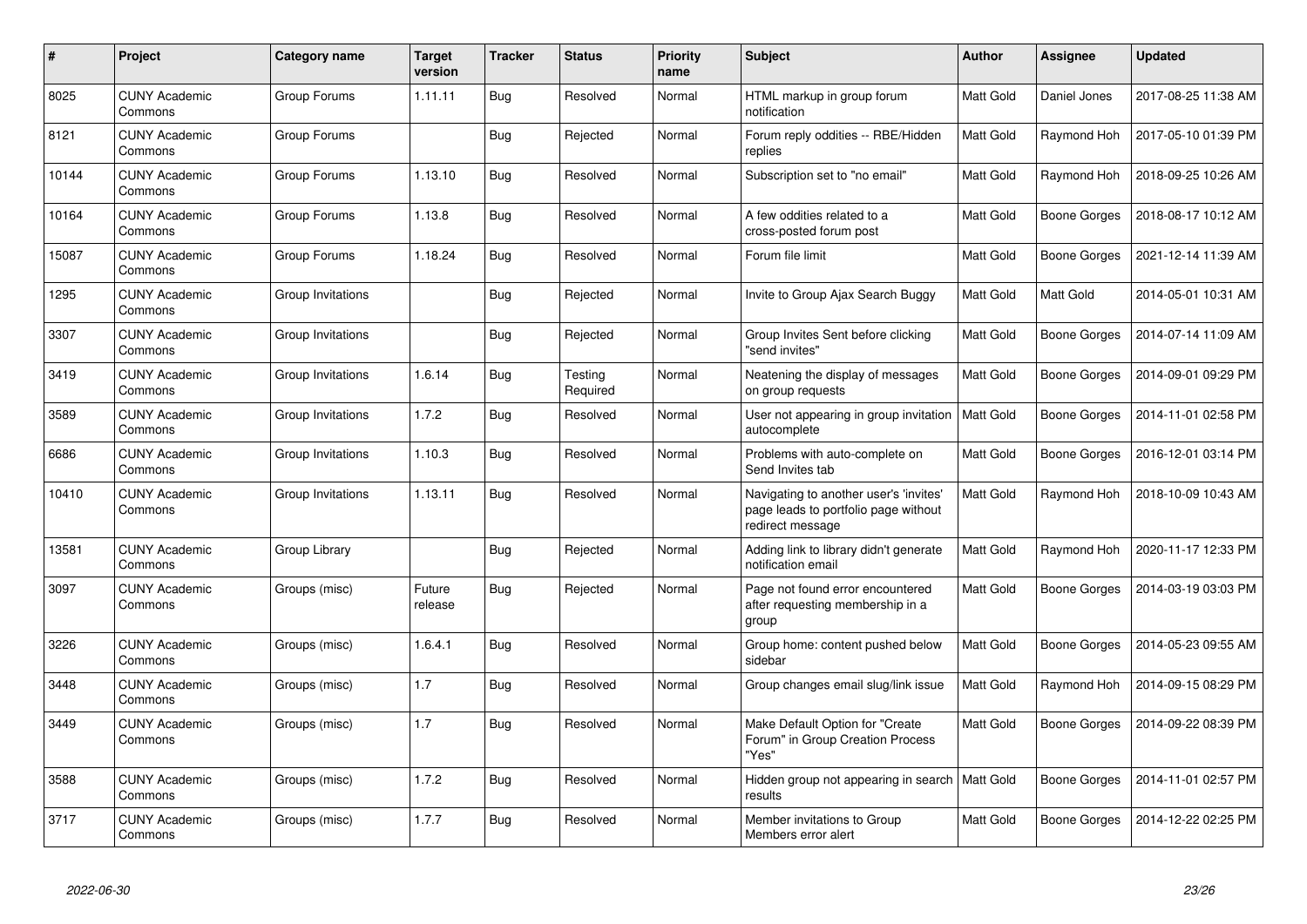| # | Project | Category name | Target version | Tracker | Status | Priority name | Subject | Author | Assignee | Updated |
|---|---|---|---|---|---|---|---|---|---|---|
| 8025 | CUNY Academic Commons | Group Forums | 1.11.11 | Bug | Resolved | Normal | HTML markup in group forum notification | Matt Gold | Daniel Jones | 2017-08-25 11:38 AM |
| 8121 | CUNY Academic Commons | Group Forums | | Bug | Rejected | Normal | Forum reply oddities -- RBE/Hidden replies | Matt Gold | Raymond Hoh | 2017-05-10 01:39 PM |
| 10144 | CUNY Academic Commons | Group Forums | 1.13.10 | Bug | Resolved | Normal | Subscription set to "no email" | Matt Gold | Raymond Hoh | 2018-09-25 10:26 AM |
| 10164 | CUNY Academic Commons | Group Forums | 1.13.8 | Bug | Resolved | Normal | A few oddities related to a cross-posted forum post | Matt Gold | Boone Gorges | 2018-08-17 10:12 AM |
| 15087 | CUNY Academic Commons | Group Forums | 1.18.24 | Bug | Resolved | Normal | Forum file limit | Matt Gold | Boone Gorges | 2021-12-14 11:39 AM |
| 1295 | CUNY Academic Commons | Group Invitations | | Bug | Rejected | Normal | Invite to Group Ajax Search Buggy | Matt Gold | Matt Gold | 2014-05-01 10:31 AM |
| 3307 | CUNY Academic Commons | Group Invitations | | Bug | Rejected | Normal | Group Invites Sent before clicking "send invites" | Matt Gold | Boone Gorges | 2014-07-14 11:09 AM |
| 3419 | CUNY Academic Commons | Group Invitations | 1.6.14 | Bug | Testing Required | Normal | Neatening the display of messages on group requests | Matt Gold | Boone Gorges | 2014-09-01 09:29 PM |
| 3589 | CUNY Academic Commons | Group Invitations | 1.7.2 | Bug | Resolved | Normal | User not appearing in group invitation autocomplete | Matt Gold | Boone Gorges | 2014-11-01 02:58 PM |
| 6686 | CUNY Academic Commons | Group Invitations | 1.10.3 | Bug | Resolved | Normal | Problems with auto-complete on Send Invites tab | Matt Gold | Boone Gorges | 2016-12-01 03:14 PM |
| 10410 | CUNY Academic Commons | Group Invitations | 1.13.11 | Bug | Resolved | Normal | Navigating to another user's 'invites' page leads to portfolio page without redirect message | Matt Gold | Raymond Hoh | 2018-10-09 10:43 AM |
| 13581 | CUNY Academic Commons | Group Library | | Bug | Rejected | Normal | Adding link to library didn't generate notification email | Matt Gold | Raymond Hoh | 2020-11-17 12:33 PM |
| 3097 | CUNY Academic Commons | Groups (misc) | Future release | Bug | Rejected | Normal | Page not found error encountered after requesting membership in a group | Matt Gold | Boone Gorges | 2014-03-19 03:03 PM |
| 3226 | CUNY Academic Commons | Groups (misc) | 1.6.4.1 | Bug | Resolved | Normal | Group home: content pushed below sidebar | Matt Gold | Boone Gorges | 2014-05-23 09:55 AM |
| 3448 | CUNY Academic Commons | Groups (misc) | 1.7 | Bug | Resolved | Normal | Group changes email slug/link issue | Matt Gold | Raymond Hoh | 2014-09-15 08:29 PM |
| 3449 | CUNY Academic Commons | Groups (misc) | 1.7 | Bug | Resolved | Normal | Make Default Option for "Create Forum" in Group Creation Process "Yes" | Matt Gold | Boone Gorges | 2014-09-22 08:39 PM |
| 3588 | CUNY Academic Commons | Groups (misc) | 1.7.2 | Bug | Resolved | Normal | Hidden group not appearing in search results | Matt Gold | Boone Gorges | 2014-11-01 02:57 PM |
| 3717 | CUNY Academic Commons | Groups (misc) | 1.7.7 | Bug | Resolved | Normal | Member invitations to Group Members error alert | Matt Gold | Boone Gorges | 2014-12-22 02:25 PM |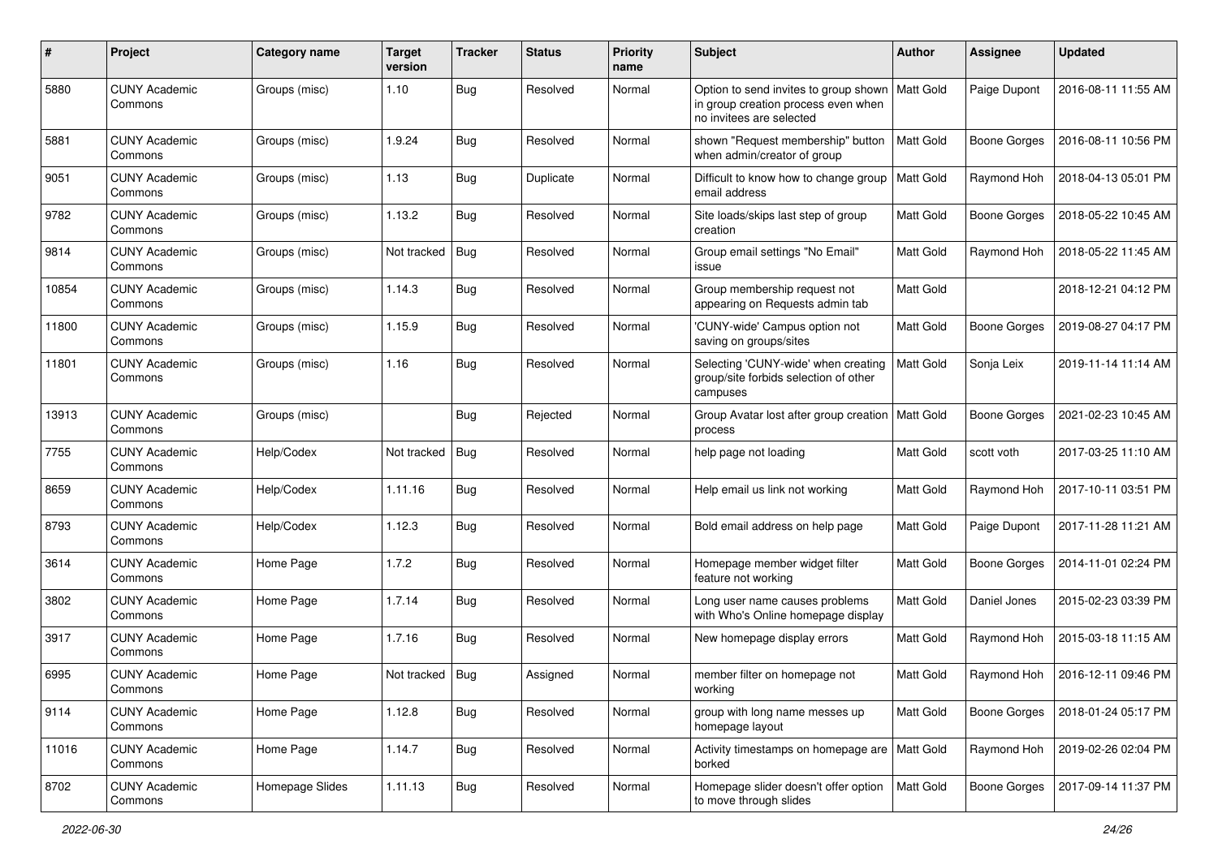| # | Project | Category name | Target version | Tracker | Status | Priority name | Subject | Author | Assignee | Updated |
|---|---|---|---|---|---|---|---|---|---|---|
| 5880 | CUNY Academic Commons | Groups (misc) | 1.10 | Bug | Resolved | Normal | Option to send invites to group shown in group creation process even when no invitees are selected | Matt Gold | Paige Dupont | 2016-08-11 11:55 AM |
| 5881 | CUNY Academic Commons | Groups (misc) | 1.9.24 | Bug | Resolved | Normal | shown "Request membership" button when admin/creator of group | Matt Gold | Boone Gorges | 2016-08-11 10:56 PM |
| 9051 | CUNY Academic Commons | Groups (misc) | 1.13 | Bug | Duplicate | Normal | Difficult to know how to change group email address | Matt Gold | Raymond Hoh | 2018-04-13 05:01 PM |
| 9782 | CUNY Academic Commons | Groups (misc) | 1.13.2 | Bug | Resolved | Normal | Site loads/skips last step of group creation | Matt Gold | Boone Gorges | 2018-05-22 10:45 AM |
| 9814 | CUNY Academic Commons | Groups (misc) | Not tracked | Bug | Resolved | Normal | Group email settings "No Email" issue | Matt Gold | Raymond Hoh | 2018-05-22 11:45 AM |
| 10854 | CUNY Academic Commons | Groups (misc) | 1.14.3 | Bug | Resolved | Normal | Group membership request not appearing on Requests admin tab | Matt Gold | | 2018-12-21 04:12 PM |
| 11800 | CUNY Academic Commons | Groups (misc) | 1.15.9 | Bug | Resolved | Normal | 'CUNY-wide' Campus option not saving on groups/sites | Matt Gold | Boone Gorges | 2019-08-27 04:17 PM |
| 11801 | CUNY Academic Commons | Groups (misc) | 1.16 | Bug | Resolved | Normal | Selecting 'CUNY-wide' when creating group/site forbids selection of other campuses | Matt Gold | Sonja Leix | 2019-11-14 11:14 AM |
| 13913 | CUNY Academic Commons | Groups (misc) | | Bug | Rejected | Normal | Group Avatar lost after group creation process | Matt Gold | Boone Gorges | 2021-02-23 10:45 AM |
| 7755 | CUNY Academic Commons | Help/Codex | Not tracked | Bug | Resolved | Normal | help page not loading | Matt Gold | scott voth | 2017-03-25 11:10 AM |
| 8659 | CUNY Academic Commons | Help/Codex | 1.11.16 | Bug | Resolved | Normal | Help email us link not working | Matt Gold | Raymond Hoh | 2017-10-11 03:51 PM |
| 8793 | CUNY Academic Commons | Help/Codex | 1.12.3 | Bug | Resolved | Normal | Bold email address on help page | Matt Gold | Paige Dupont | 2017-11-28 11:21 AM |
| 3614 | CUNY Academic Commons | Home Page | 1.7.2 | Bug | Resolved | Normal | Homepage member widget filter feature not working | Matt Gold | Boone Gorges | 2014-11-01 02:24 PM |
| 3802 | CUNY Academic Commons | Home Page | 1.7.14 | Bug | Resolved | Normal | Long user name causes problems with Who's Online homepage display | Matt Gold | Daniel Jones | 2015-02-23 03:39 PM |
| 3917 | CUNY Academic Commons | Home Page | 1.7.16 | Bug | Resolved | Normal | New homepage display errors | Matt Gold | Raymond Hoh | 2015-03-18 11:15 AM |
| 6995 | CUNY Academic Commons | Home Page | Not tracked | Bug | Assigned | Normal | member filter on homepage not working | Matt Gold | Raymond Hoh | 2016-12-11 09:46 PM |
| 9114 | CUNY Academic Commons | Home Page | 1.12.8 | Bug | Resolved | Normal | group with long name messes up homepage layout | Matt Gold | Boone Gorges | 2018-01-24 05:17 PM |
| 11016 | CUNY Academic Commons | Home Page | 1.14.7 | Bug | Resolved | Normal | Activity timestamps on homepage are borked | Matt Gold | Raymond Hoh | 2019-02-26 02:04 PM |
| 8702 | CUNY Academic Commons | Homepage Slides | 1.11.13 | Bug | Resolved | Normal | Homepage slider doesn't offer option to move through slides | Matt Gold | Boone Gorges | 2017-09-14 11:37 PM |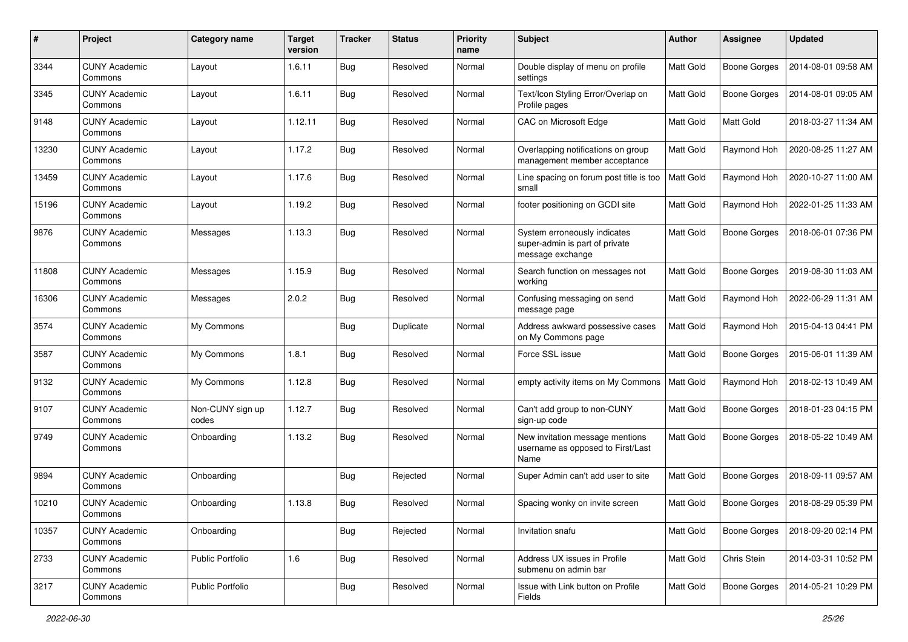| # | Project | Category name | Target version | Tracker | Status | Priority name | Subject | Author | Assignee | Updated |
|---|---|---|---|---|---|---|---|---|---|---|
| 3344 | CUNY Academic Commons | Layout | 1.6.11 | Bug | Resolved | Normal | Double display of menu on profile settings | Matt Gold | Boone Gorges | 2014-08-01 09:58 AM |
| 3345 | CUNY Academic Commons | Layout | 1.6.11 | Bug | Resolved | Normal | Text/Icon Styling Error/Overlap on Profile pages | Matt Gold | Boone Gorges | 2014-08-01 09:05 AM |
| 9148 | CUNY Academic Commons | Layout | 1.12.11 | Bug | Resolved | Normal | CAC on Microsoft Edge | Matt Gold | Matt Gold | 2018-03-27 11:34 AM |
| 13230 | CUNY Academic Commons | Layout | 1.17.2 | Bug | Resolved | Normal | Overlapping notifications on group management member acceptance | Matt Gold | Raymond Hoh | 2020-08-25 11:27 AM |
| 13459 | CUNY Academic Commons | Layout | 1.17.6 | Bug | Resolved | Normal | Line spacing on forum post title is too small | Matt Gold | Raymond Hoh | 2020-10-27 11:00 AM |
| 15196 | CUNY Academic Commons | Layout | 1.19.2 | Bug | Resolved | Normal | footer positioning on GCDI site | Matt Gold | Raymond Hoh | 2022-01-25 11:33 AM |
| 9876 | CUNY Academic Commons | Messages | 1.13.3 | Bug | Resolved | Normal | System erroneously indicates super-admin is part of private message exchange | Matt Gold | Boone Gorges | 2018-06-01 07:36 PM |
| 11808 | CUNY Academic Commons | Messages | 1.15.9 | Bug | Resolved | Normal | Search function on messages not working | Matt Gold | Boone Gorges | 2019-08-30 11:03 AM |
| 16306 | CUNY Academic Commons | Messages | 2.0.2 | Bug | Resolved | Normal | Confusing messaging on send message page | Matt Gold | Raymond Hoh | 2022-06-29 11:31 AM |
| 3574 | CUNY Academic Commons | My Commons | | Bug | Duplicate | Normal | Address awkward possessive cases on My Commons page | Matt Gold | Raymond Hoh | 2015-04-13 04:41 PM |
| 3587 | CUNY Academic Commons | My Commons | 1.8.1 | Bug | Resolved | Normal | Force SSL issue | Matt Gold | Boone Gorges | 2015-06-01 11:39 AM |
| 9132 | CUNY Academic Commons | My Commons | 1.12.8 | Bug | Resolved | Normal | empty activity items on My Commons | Matt Gold | Raymond Hoh | 2018-02-13 10:49 AM |
| 9107 | CUNY Academic Commons | Non-CUNY sign up codes | 1.12.7 | Bug | Resolved | Normal | Can't add group to non-CUNY sign-up code | Matt Gold | Boone Gorges | 2018-01-23 04:15 PM |
| 9749 | CUNY Academic Commons | Onboarding | 1.13.2 | Bug | Resolved | Normal | New invitation message mentions username as opposed to First/Last Name | Matt Gold | Boone Gorges | 2018-05-22 10:49 AM |
| 9894 | CUNY Academic Commons | Onboarding | | Bug | Rejected | Normal | Super Admin can't add user to site | Matt Gold | Boone Gorges | 2018-09-11 09:57 AM |
| 10210 | CUNY Academic Commons | Onboarding | 1.13.8 | Bug | Resolved | Normal | Spacing wonky on invite screen | Matt Gold | Boone Gorges | 2018-08-29 05:39 PM |
| 10357 | CUNY Academic Commons | Onboarding | | Bug | Rejected | Normal | Invitation snafu | Matt Gold | Boone Gorges | 2018-09-20 02:14 PM |
| 2733 | CUNY Academic Commons | Public Portfolio | 1.6 | Bug | Resolved | Normal | Address UX issues in Profile submenu on admin bar | Matt Gold | Chris Stein | 2014-03-31 10:52 PM |
| 3217 | CUNY Academic Commons | Public Portfolio | | Bug | Resolved | Normal | Issue with Link button on Profile Fields | Matt Gold | Boone Gorges | 2014-05-21 10:29 PM |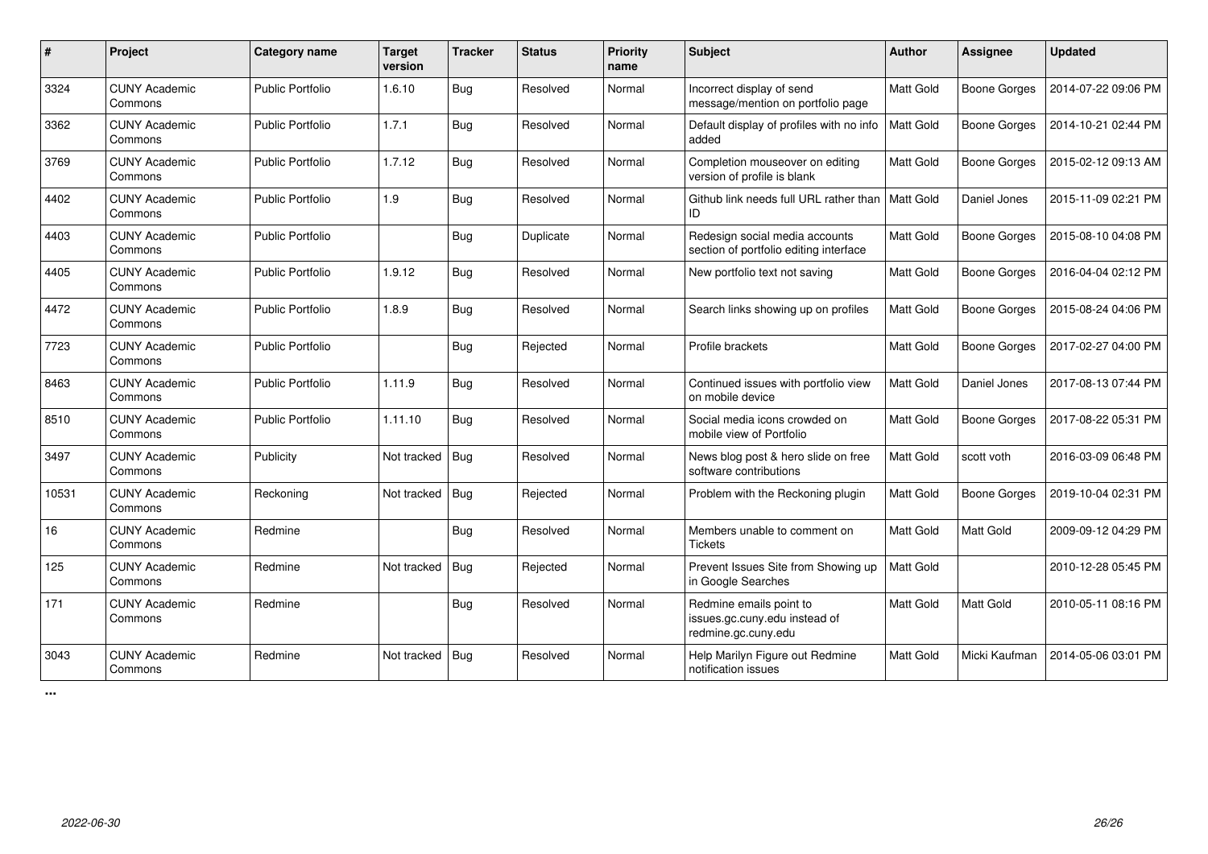| # | Project | Category name | Target version | Tracker | Status | Priority name | Subject | Author | Assignee | Updated |
|---|---|---|---|---|---|---|---|---|---|---|
| 3324 | CUNY Academic Commons | Public Portfolio | 1.6.10 | Bug | Resolved | Normal | Incorrect display of send message/mention on portfolio page | Matt Gold | Boone Gorges | 2014-07-22 09:06 PM |
| 3362 | CUNY Academic Commons | Public Portfolio | 1.7.1 | Bug | Resolved | Normal | Default display of profiles with no info added | Matt Gold | Boone Gorges | 2014-10-21 02:44 PM |
| 3769 | CUNY Academic Commons | Public Portfolio | 1.7.12 | Bug | Resolved | Normal | Completion mouseover on editing version of profile is blank | Matt Gold | Boone Gorges | 2015-02-12 09:13 AM |
| 4402 | CUNY Academic Commons | Public Portfolio | 1.9 | Bug | Resolved | Normal | Github link needs full URL rather than ID | Matt Gold | Daniel Jones | 2015-11-09 02:21 PM |
| 4403 | CUNY Academic Commons | Public Portfolio | | Bug | Duplicate | Normal | Redesign social media accounts section of portfolio editing interface | Matt Gold | Boone Gorges | 2015-08-10 04:08 PM |
| 4405 | CUNY Academic Commons | Public Portfolio | 1.9.12 | Bug | Resolved | Normal | New portfolio text not saving | Matt Gold | Boone Gorges | 2016-04-04 02:12 PM |
| 4472 | CUNY Academic Commons | Public Portfolio | 1.8.9 | Bug | Resolved | Normal | Search links showing up on profiles | Matt Gold | Boone Gorges | 2015-08-24 04:06 PM |
| 7723 | CUNY Academic Commons | Public Portfolio | | Bug | Rejected | Normal | Profile brackets | Matt Gold | Boone Gorges | 2017-02-27 04:00 PM |
| 8463 | CUNY Academic Commons | Public Portfolio | 1.11.9 | Bug | Resolved | Normal | Continued issues with portfolio view on mobile device | Matt Gold | Daniel Jones | 2017-08-13 07:44 PM |
| 8510 | CUNY Academic Commons | Public Portfolio | 1.11.10 | Bug | Resolved | Normal | Social media icons crowded on mobile view of Portfolio | Matt Gold | Boone Gorges | 2017-08-22 05:31 PM |
| 3497 | CUNY Academic Commons | Publicity | Not tracked | Bug | Resolved | Normal | News blog post & hero slide on free software contributions | Matt Gold | scott voth | 2016-03-09 06:48 PM |
| 10531 | CUNY Academic Commons | Reckoning | Not tracked | Bug | Rejected | Normal | Problem with the Reckoning plugin | Matt Gold | Boone Gorges | 2019-10-04 02:31 PM |
| 16 | CUNY Academic Commons | Redmine | | Bug | Resolved | Normal | Members unable to comment on Tickets | Matt Gold | Matt Gold | 2009-09-12 04:29 PM |
| 125 | CUNY Academic Commons | Redmine | Not tracked | Bug | Rejected | Normal | Prevent Issues Site from Showing up in Google Searches | Matt Gold | | 2010-12-28 05:45 PM |
| 171 | CUNY Academic Commons | Redmine | | Bug | Resolved | Normal | Redmine emails point to issues.gc.cuny.edu instead of redmine.gc.cuny.edu | Matt Gold | Matt Gold | 2010-05-11 08:16 PM |
| 3043 | CUNY Academic Commons | Redmine | Not tracked | Bug | Resolved | Normal | Help Marilyn Figure out Redmine notification issues | Matt Gold | Micki Kaufman | 2014-05-06 03:01 PM |

...